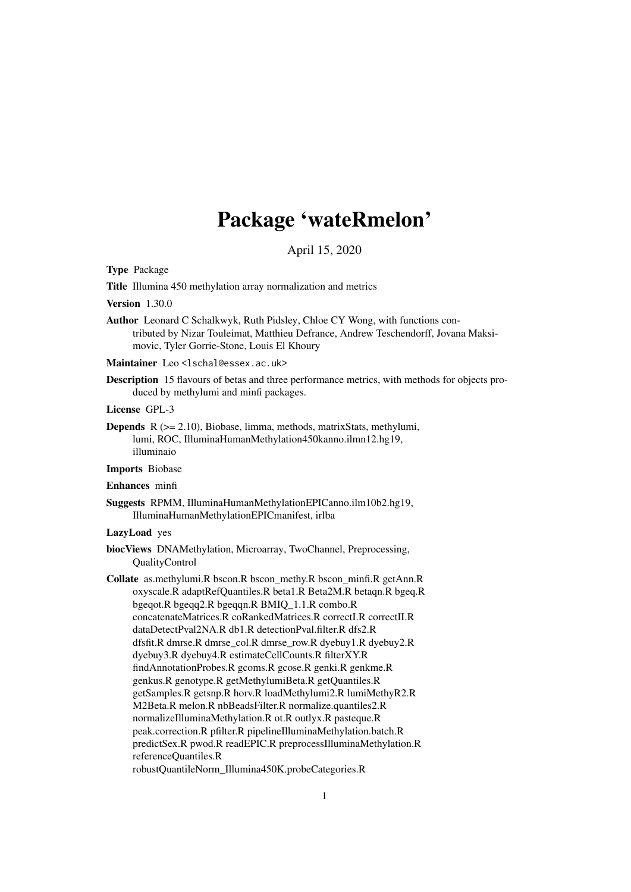# Package 'wateRmelon'

April 15, 2020

**Type** Package

**Title** Illumina 450 methylation array normalization and metrics

**Version** 1.30.0

**Author** Leonard C Schalkwyk, Ruth Pidsley, Chloe CY Wong, with functions contributed by Nizar Touleimat, Matthieu Defrance, Andrew Teschendorff, Jovana Maksimovic, Tyler Gorrie-Stone, Louis El Khoury

**Maintainer** Leo <lschal@essex.ac.uk>

**Description** 15 flavours of betas and three performance metrics, with methods for objects produced by methylumi and minfi packages.

**License** GPL-3

**Depends** R (>= 2.10), Biobase, limma, methods, matrixStats, methylumi, lumi, ROC, IlluminaHumanMethylation450kanno.ilmn12.hg19, illuminaio

**Imports** Biobase

**Enhances** minfi

**Suggests** RPMM, IlluminaHumanMethylationEPICanno.ilm10b2.hg19, IlluminaHumanMethylationEPICmanifest, irlba

**LazyLoad** yes

**biocViews** DNAMethylation, Microarray, TwoChannel, Preprocessing, QualityControl

**Collate** as.methylumi.R bscon.R bscon_methy.R bscon_minfi.R getAnn.R oxyscale.R adaptRefQuantiles.R beta1.R Beta2M.R betaqn.R bgeq.R bgeqot.R bgeqq2.R bgeqqn.R BMIQ_1.1.R combo.R concatenateMatrices.R coRankedMatrices.R correctI.R correctII.R dataDetectPval2NA.R db1.R detectionPval.filter.R dfs2.R dfsfit.R dmrse.R dmrse_col.R dmrse_row.R dyebuy1.R dyebuy2.R dyebuy3.R dyebuy4.R estimateCellCounts.R filterXY.R findAnnotationProbes.R gcoms.R gcose.R genki.R genkme.R genkus.R genotype.R getMethylumiBeta.R getQuantiles.R getSamples.R getsnp.R horv.R loadMethylumi2.R lumiMethyR2.R M2Beta.R melon.R nbBeadsFilter.R normalize.quantiles2.R normalizeIlluminaMethylation.R ot.R outlyx.R pasteque.R peak.correction.R pfilter.R pipelineIlluminaMethylation.batch.R predictSex.R pwod.R readEPIC.R preprocessIlluminaMethylation.R referenceQuantiles.R robustQuantileNorm_Illumina450K.probeCategories.R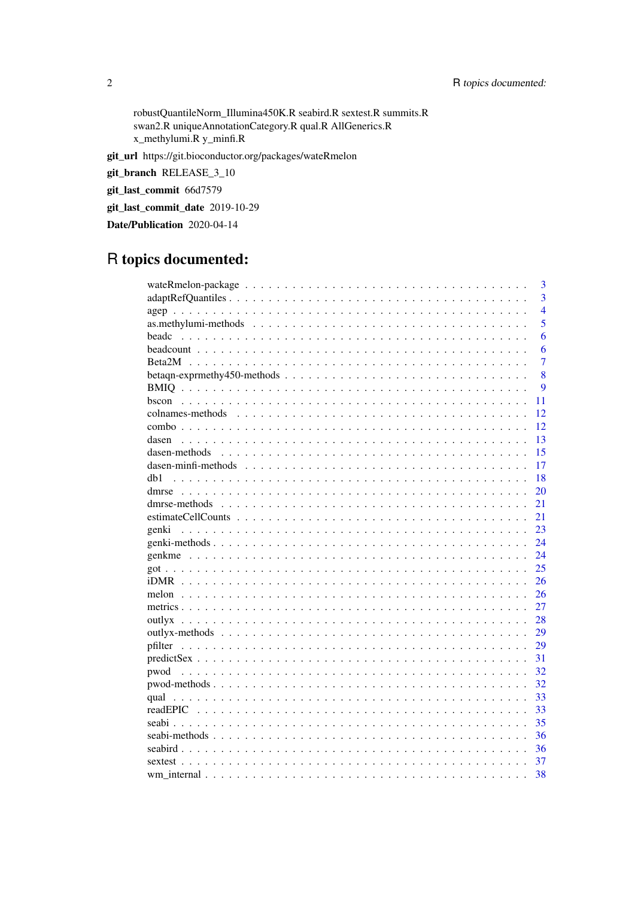robustQuantileNorm_Illumina450K.R seabird.R sextest.R summits.R swan2.R uniqueAnnotationCategory.R qual.R AllGenerics.R x_methylumi.R y_minfi.R

**git_url** https://git.bioconductor.org/packages/wateRmelon

**git_branch** RELEASE_3_10

**git_last_commit** 66d7579

**git_last_commit_date** 2019-10-29

**Date/Publication** 2020-04-14

# R topics documented:

| | |
|---|---|
| wateRmelon-package | 3 |
| adaptRefQuantiles | 3 |
| agep | 4 |
| as.methylumi-methods | 5 |
| beadc | 6 |
| beadcount | 6 |
| Beta2M | 7 |
| betaqn-exprmethy450-methods | 8 |
| BMIQ | 9 |
| bscon | 11 |
| colnames-methods | 12 |
| combo | 12 |
| dasen | 13 |
| dasen-methods | 15 |
| dasen-minfi-methods | 17 |
| db1 | 18 |
| dmrse | 20 |
| dmrse-methods | 21 |
| estimateCellCounts | 21 |
| genki | 23 |
| genki-methods | 24 |
| genkme | 24 |
| got | 25 |
| iDMR | 26 |
| melon | 26 |
| metrics | 27 |
| outlyx | 28 |
| outlyx-methods | 29 |
| pfilter | 29 |
| predictSex | 31 |
| pwod | 32 |
| pwod-methods | 32 |
| qual | 33 |
| readEPIC | 33 |
| seabi | 35 |
| seabi-methods | 36 |
| seabird | 36 |
| sextest | 37 |
| wm_internal | 38 |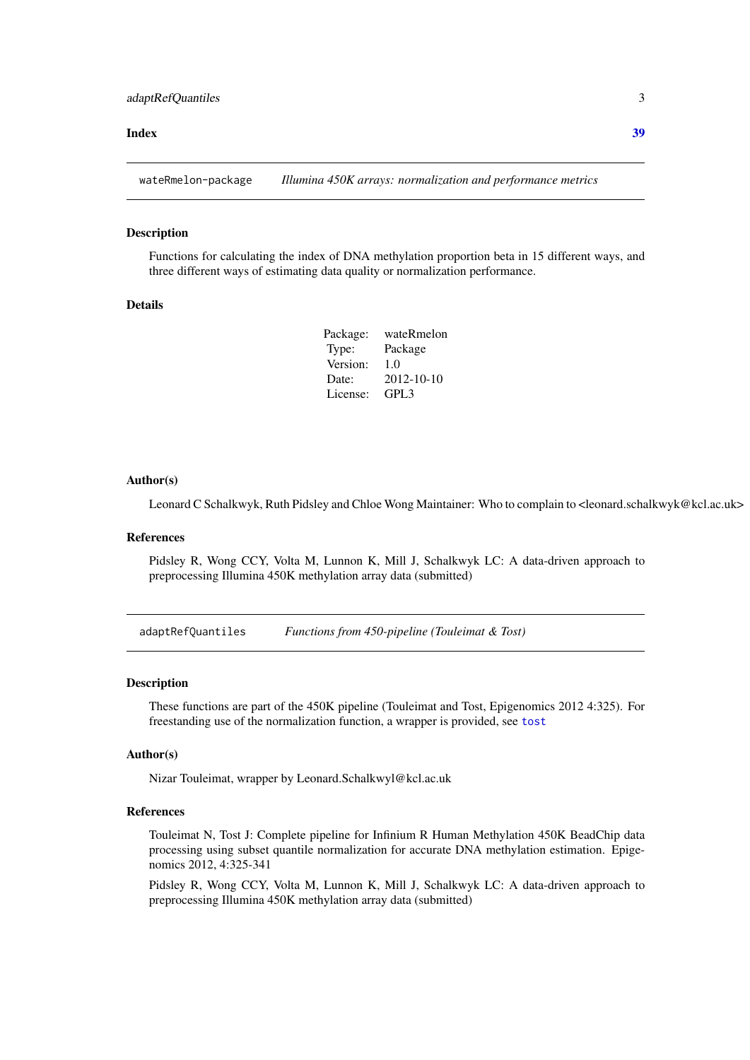**Index** **39**

## wateRmelon-package — *Illumina 450K arrays: normalization and performance metrics*

### Description

Functions for calculating the index of DNA methylation proportion beta in 15 different ways, and three different ways of estimating data quality or normalization performance.

### Details

| | |
|---|---|
| Package: | wateRmelon |
| Type: | Package |
| Version: | 1.0 |
| Date: | 2012-10-10 |
| License: | GPL3 |

### Author(s)

Leonard C Schalkwyk, Ruth Pidsley and Chloe Wong Maintainer: Who to complain to <leonard.schalkwyk@kcl.ac.uk>

### References

Pidsley R, Wong CCY, Volta M, Lunnon K, Mill J, Schalkwyk LC: A data-driven approach to preprocessing Illumina 450K methylation array data (submitted)

## adaptRefQuantiles — *Functions from 450-pipeline (Touleimat & Tost)*

### Description

These functions are part of the 450K pipeline (Touleimat and Tost, Epigenomics 2012 4:325). For freestanding use of the normalization function, a wrapper is provided, see `tost`

### Author(s)

Nizar Touleimat, wrapper by Leonard.Schalkwyl@kcl.ac.uk

### References

Touleimat N, Tost J: Complete pipeline for Infinium R Human Methylation 450K BeadChip data processing using subset quantile normalization for accurate DNA methylation estimation. Epigenomics 2012, 4:325-341

Pidsley R, Wong CCY, Volta M, Lunnon K, Mill J, Schalkwyk LC: A data-driven approach to preprocessing Illumina 450K methylation array data (submitted)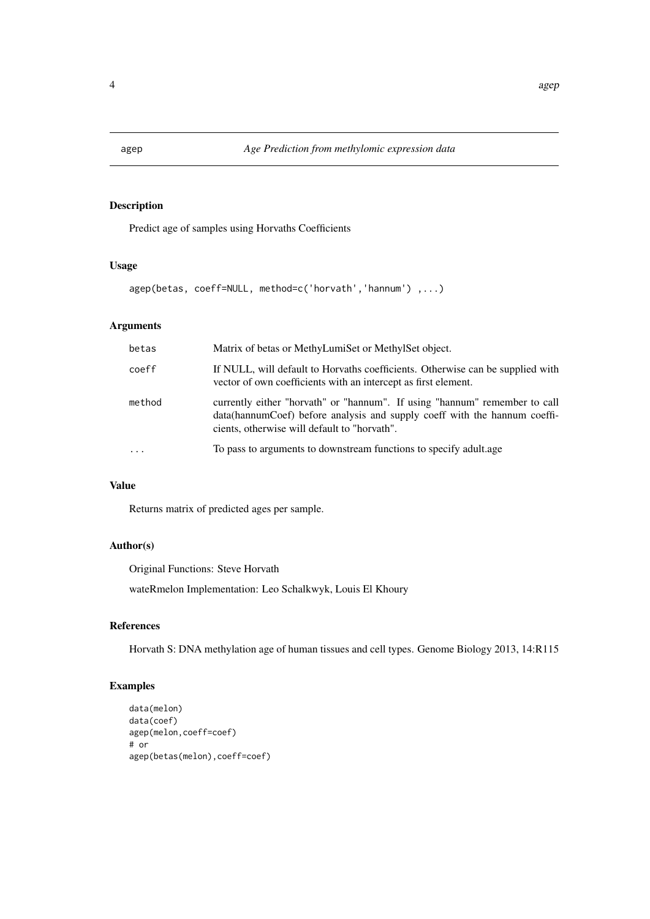## agep — *Age Prediction from methylomic expression data*

### Description

Predict age of samples using Horvaths Coefficients

### Usage

```
agep(betas, coeff=NULL, method=c('horvath','hannum') ,...)
```

### Arguments

| | |
|---|---|
| `betas` | Matrix of betas or MethyLumiSet or MethylSet object. |
| `coeff` | If NULL, will default to Horvaths coefficients. Otherwise can be supplied with vector of own coefficients with an intercept as first element. |
| `method` | currently either "horvath" or "hannum". If using "hannum" remember to call data(hannumCoef) before analysis and supply coeff with the hannum coefficients, otherwise will default to "horvath". |
| `...` | To pass to arguments to downstream functions to specify adult.age |

### Value

Returns matrix of predicted ages per sample.

### Author(s)

Original Functions: Steve Horvath

wateRmelon Implementation: Leo Schalkwyk, Louis El Khoury

### References

Horvath S: DNA methylation age of human tissues and cell types. Genome Biology 2013, 14:R115

### Examples

```
data(melon)
data(coef)
agep(melon,coeff=coef)
# or
agep(betas(melon),coeff=coef)
```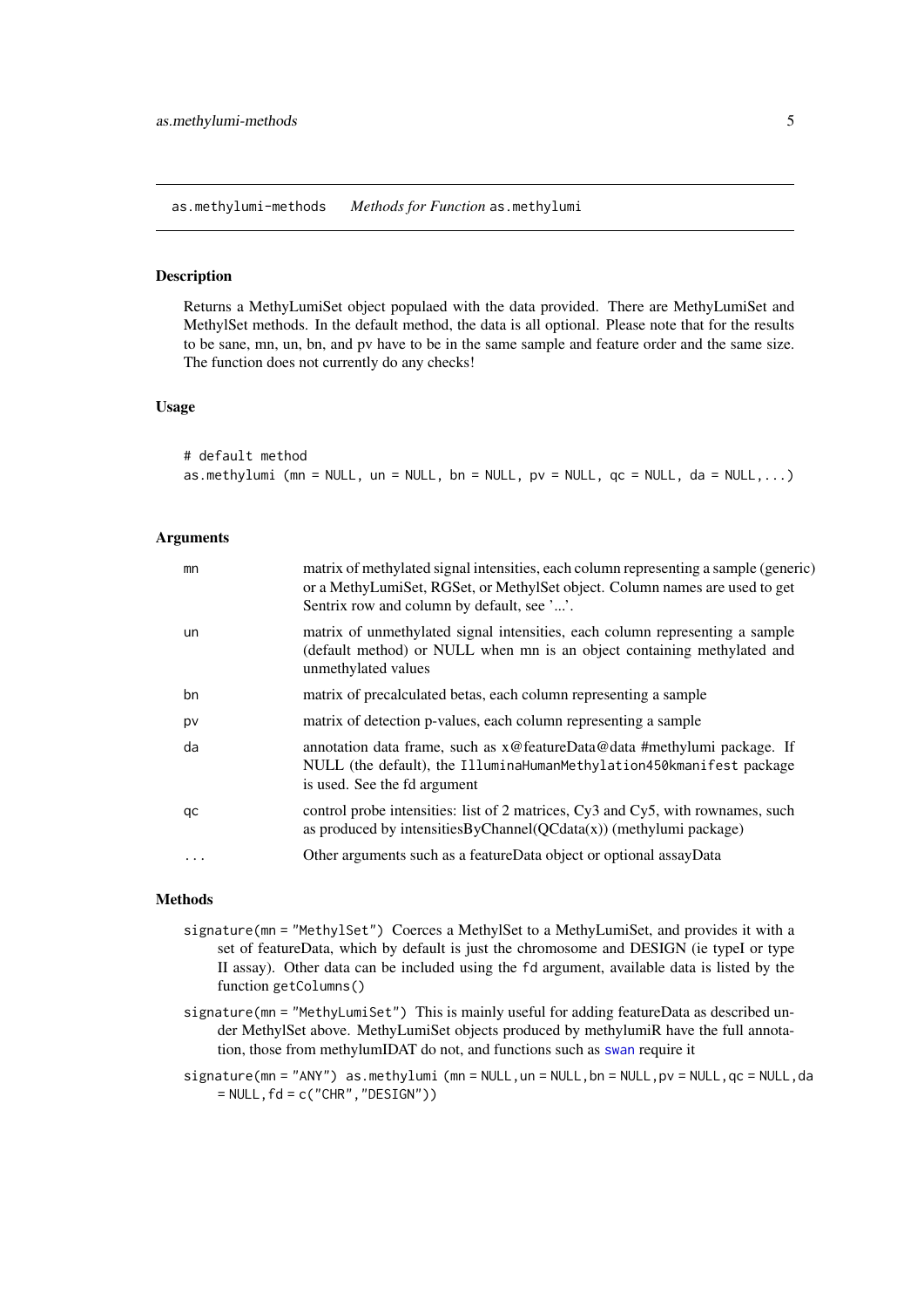## as.methylumi-methods *Methods for Function* `as.methylumi`

### Description

Returns a MethyLumiSet object populaed with the data provided. There are MethyLumiSet and MethylSet methods. In the default method, the data is all optional. Please note that for the results to be sane, mn, un, bn, and pv have to be in the same sample and feature order and the same size. The function does not currently do any checks!

### Usage

```
# default method
as.methylumi (mn = NULL, un = NULL, bn = NULL, pv = NULL, qc = NULL, da = NULL,...)
```

### Arguments

| | |
|---|---|
| `mn` | matrix of methylated signal intensities, each column representing a sample (generic) or a MethyLumiSet, RGSet, or MethylSet object. Column names are used to get Sentrix row and column by default, see '...'. |
| `un` | matrix of unmethylated signal intensities, each column representing a sample (default method) or NULL when mn is an object containing methylated and unmethylated values |
| `bn` | matrix of precalculated betas, each column representing a sample |
| `pv` | matrix of detection p-values, each column representing a sample |
| `da` | annotation data frame, such as x@featureData@data #methylumi package. If NULL (the default), the `IlluminaHumanMethylation450kmanifest` package is used. See the fd argument |
| `qc` | control probe intensities: list of 2 matrices, Cy3 and Cy5, with rownames, such as produced by intensitiesByChannel(QCdata(x)) (methylumi package) |
| `...` | Other arguments such as a featureData object or optional assayData |

### Methods

`signature(mn = "MethylSet")` Coerces a MethylSet to a MethyLumiSet, and provides it with a set of featureData, which by default is just the chromosome and DESIGN (ie typeI or type II assay). Other data can be included using the `fd` argument, available data is listed by the function `getColumns()`

`signature(mn = "MethyLumiSet")` This is mainly useful for adding featureData as described under MethylSet above. MethyLumiSet objects produced by methylumiR have the full annotation, those from methylumIDAT do not, and functions such as `swan` require it

`signature(mn = "ANY")` `as.methylumi (mn = NULL, un = NULL, bn = NULL, pv = NULL, qc = NULL, da = NULL, fd = c("CHR", "DESIGN"))`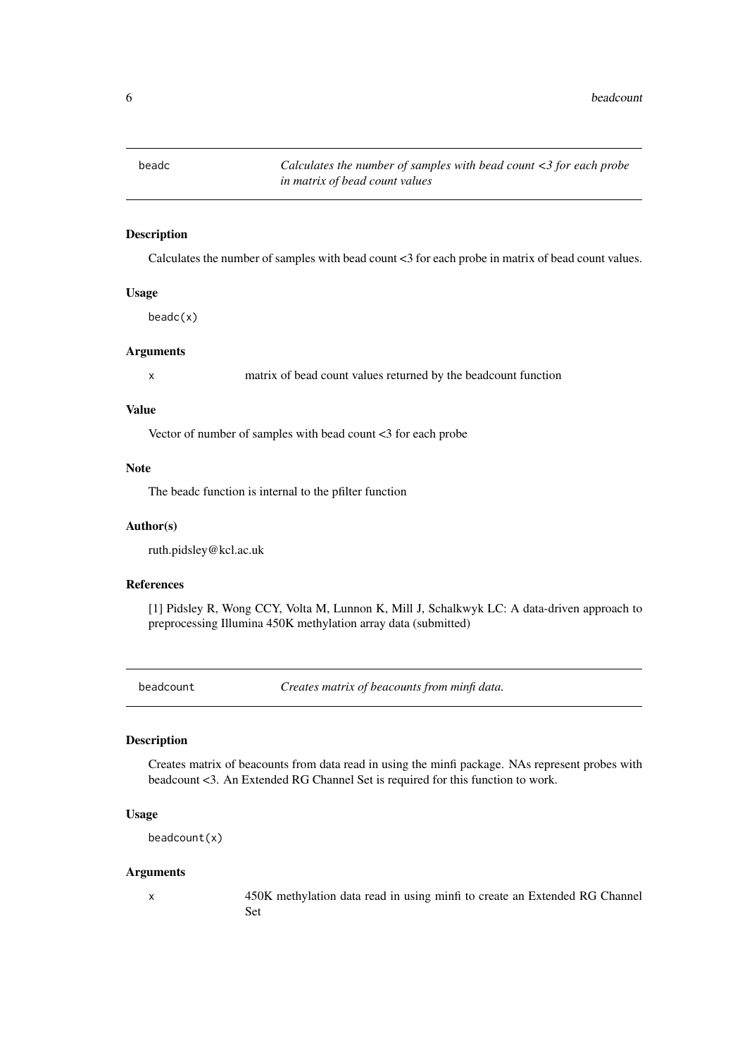## beadc — *Calculates the number of samples with bead count <3 for each probe in matrix of bead count values*

### Description

Calculates the number of samples with bead count <3 for each probe in matrix of bead count values.

### Usage

```
beadc(x)
```

### Arguments

| | |
|---|---|
| x | matrix of bead count values returned by the beadcount function |

### Value

Vector of number of samples with bead count <3 for each probe

### Note

The beadc function is internal to the pfilter function

### Author(s)

ruth.pidsley@kcl.ac.uk

### References

[1] Pidsley R, Wong CCY, Volta M, Lunnon K, Mill J, Schalkwyk LC: A data-driven approach to preprocessing Illumina 450K methylation array data (submitted)

## beadcount — *Creates matrix of beacounts from minfi data.*

### Description

Creates matrix of beacounts from data read in using the minfi package. NAs represent probes with beadcount <3. An Extended RG Channel Set is required for this function to work.

### Usage

```
beadcount(x)
```

### Arguments

| | |
|---|---|
| x | 450K methylation data read in using minfi to create an Extended RG Channel Set |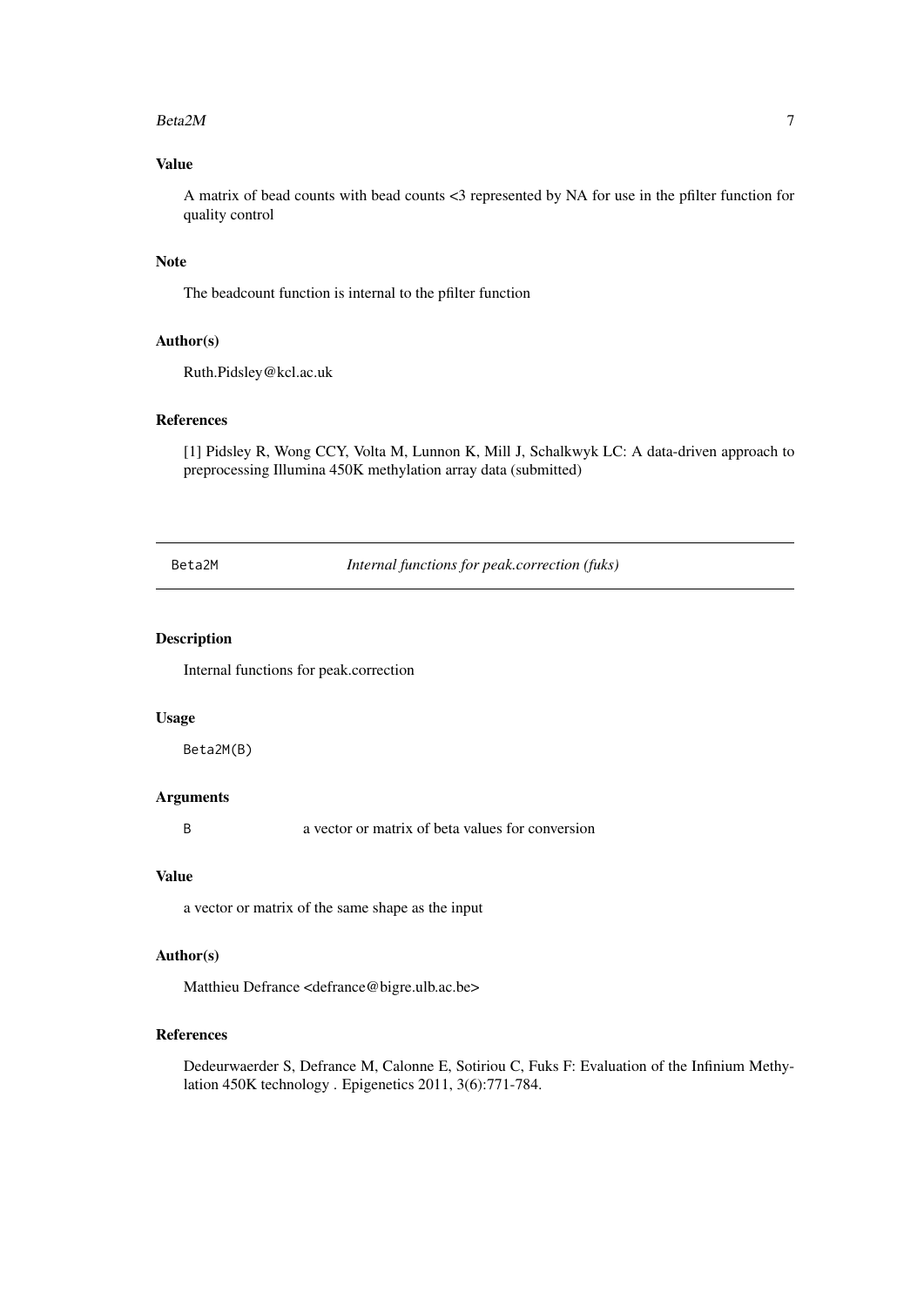### Value

A matrix of bead counts with bead counts <3 represented by NA for use in the pfilter function for quality control

### Note

The beadcount function is internal to the pfilter function

### Author(s)

Ruth.Pidsley@kcl.ac.uk

### References

[1] Pidsley R, Wong CCY, Volta M, Lunnon K, Mill J, Schalkwyk LC: A data-driven approach to preprocessing Illumina 450K methylation array data (submitted)

---

## Beta2M — *Internal functions for peak.correction (fuks)*

### Description

Internal functions for peak.correction

### Usage

```
Beta2M(B)
```

### Arguments

| | |
|---|---|
| B | a vector or matrix of beta values for conversion |

### Value

a vector or matrix of the same shape as the input

### Author(s)

Matthieu Defrance <defrance@bigre.ulb.ac.be>

### References

Dedeurwaerder S, Defrance M, Calonne E, Sotiriou C, Fuks F: Evaluation of the Infinium Methylation 450K technology . Epigenetics 2011, 3(6):771-784.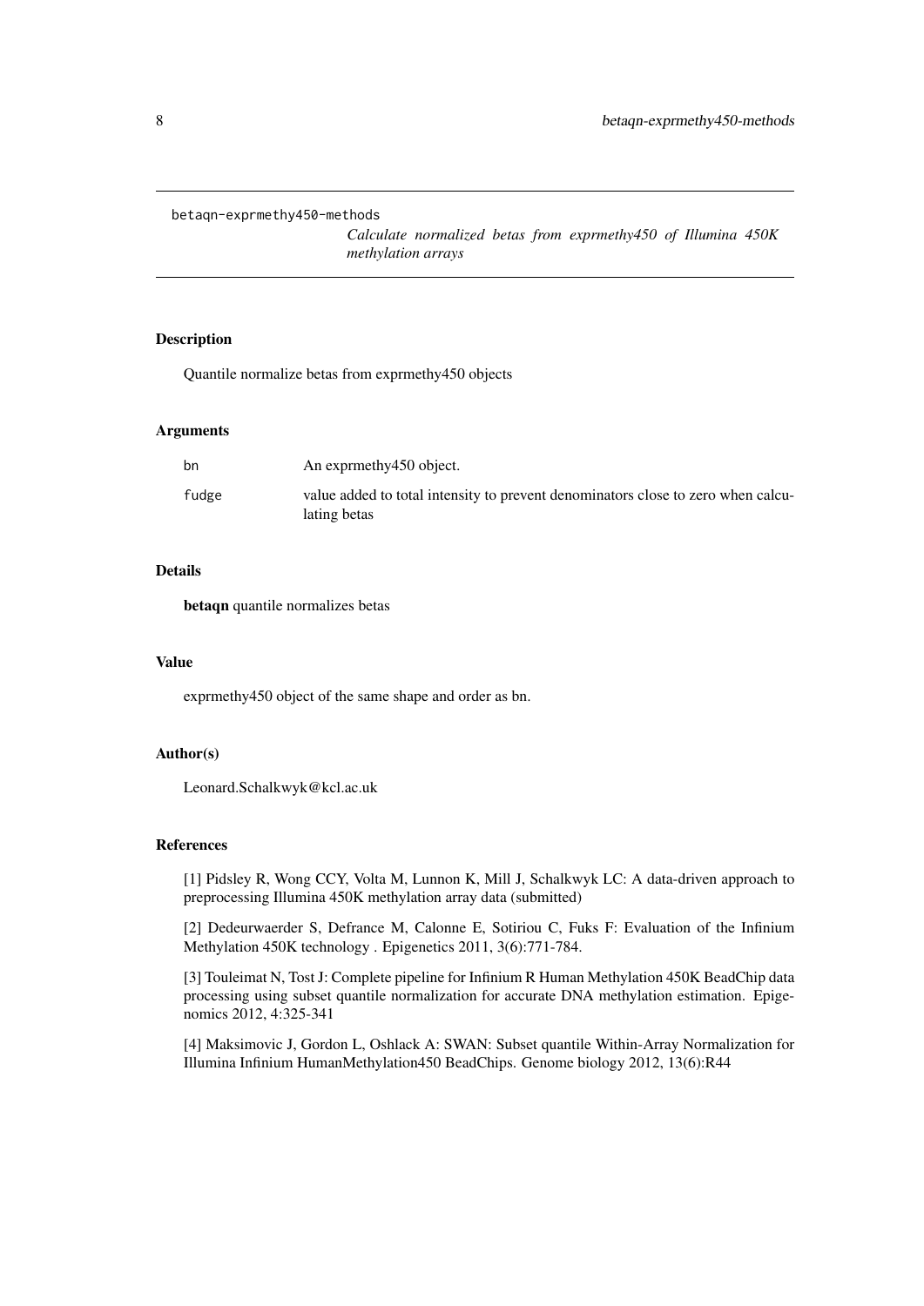betaqn-exprmethy450-methods

*Calculate normalized betas from exprmethy450 of Illumina 450K methylation arrays*

## Description

Quantile normalize betas from exprmethy450 objects

## Arguments

| | |
|---|---|
| bn | An exprmethy450 object. |
| fudge | value added to total intensity to prevent denominators close to zero when calculating betas |

## Details

**betaqn** quantile normalizes betas

## Value

exprmethy450 object of the same shape and order as bn.

## Author(s)

Leonard.Schalkwyk@kcl.ac.uk

## References

[1] Pidsley R, Wong CCY, Volta M, Lunnon K, Mill J, Schalkwyk LC: A data-driven approach to preprocessing Illumina 450K methylation array data (submitted)

[2] Dedeurwaerder S, Defrance M, Calonne E, Sotiriou C, Fuks F: Evaluation of the Infinium Methylation 450K technology . Epigenetics 2011, 3(6):771-784.

[3] Touleimat N, Tost J: Complete pipeline for Infinium R Human Methylation 450K BeadChip data processing using subset quantile normalization for accurate DNA methylation estimation. Epigenomics 2012, 4:325-341

[4] Maksimovic J, Gordon L, Oshlack A: SWAN: Subset quantile Within-Array Normalization for Illumina Infinium HumanMethylation450 BeadChips. Genome biology 2012, 13(6):R44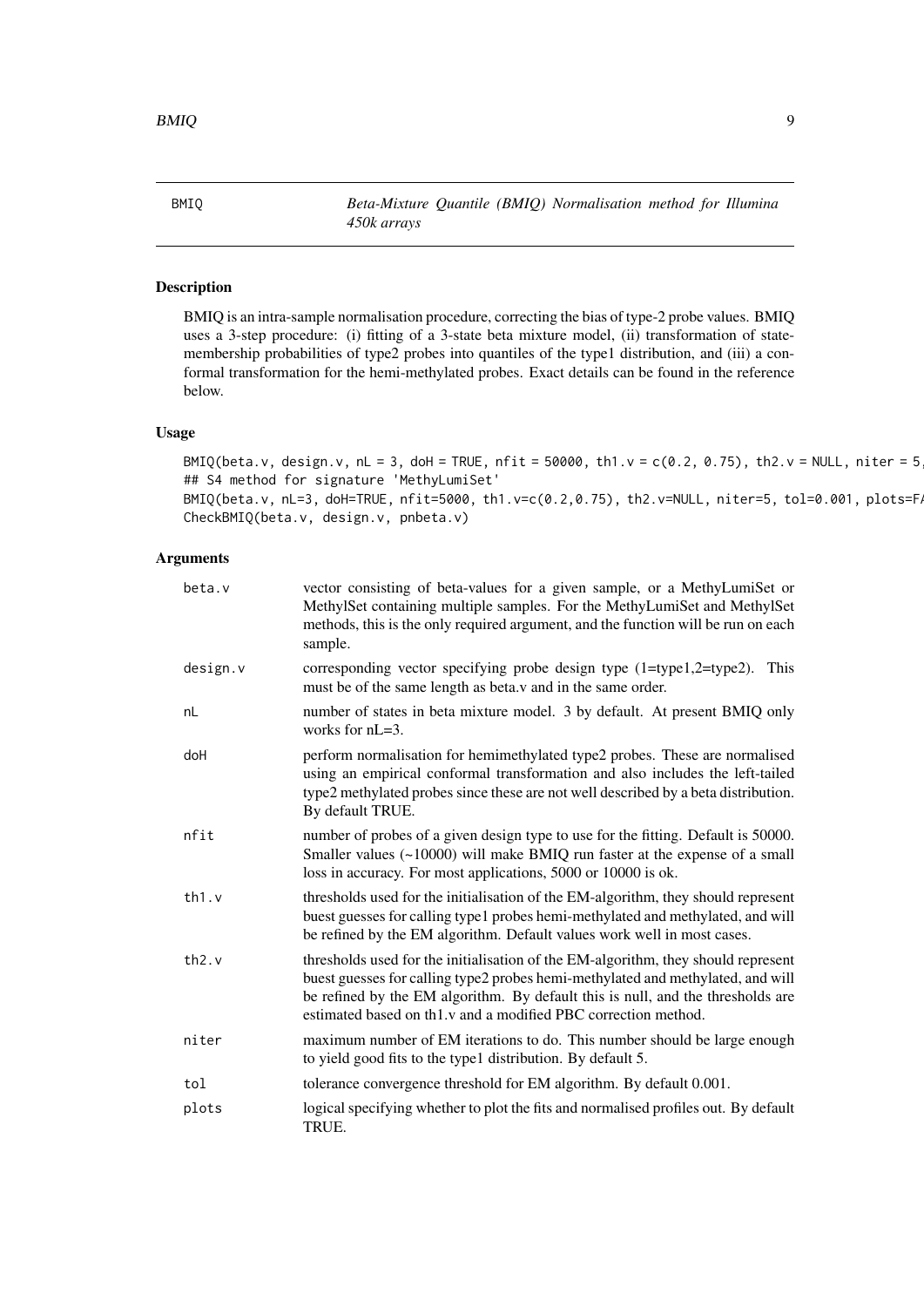BMIQ — *Beta-Mixture Quantile (BMIQ) Normalisation method for Illumina 450k arrays*

## Description

BMIQ is an intra-sample normalisation procedure, correcting the bias of type-2 probe values. BMIQ uses a 3-step procedure: (i) fitting of a 3-state beta mixture model, (ii) transformation of state-membership probabilities of type2 probes into quantiles of the type1 distribution, and (iii) a conformal transformation for the hemi-methylated probes. Exact details can be found in the reference below.

## Usage

```
BMIQ(beta.v, design.v, nL = 3, doH = TRUE, nfit = 50000, th1.v = c(0.2, 0.75), th2.v = NULL, niter = 5,
## S4 method for signature 'MethyLumiSet'
BMIQ(beta.v, nL=3, doH=TRUE, nfit=5000, th1.v=c(0.2,0.75), th2.v=NULL, niter=5, tol=0.001, plots=F
CheckBMIQ(beta.v, design.v, pnbeta.v)
```

## Arguments

| | |
|---|---|
| beta.v | vector consisting of beta-values for a given sample, or a MethyLumiSet or MethylSet containing multiple samples. For the MethyLumiSet and MethylSet methods, this is the only required argument, and the function will be run on each sample. |
| design.v | corresponding vector specifying probe design type (1=type1,2=type2). This must be of the same length as beta.v and in the same order. |
| nL | number of states in beta mixture model. 3 by default. At present BMIQ only works for nL=3. |
| doH | perform normalisation for hemimethylated type2 probes. These are normalised using an empirical conformal transformation and also includes the left-tailed type2 methylated probes since these are not well described by a beta distribution. By default TRUE. |
| nfit | number of probes of a given design type to use for the fitting. Default is 50000. Smaller values (~10000) will make BMIQ run faster at the expense of a small loss in accuracy. For most applications, 5000 or 10000 is ok. |
| th1.v | thresholds used for the initialisation of the EM-algorithm, they should represent buest guesses for calling type1 probes hemi-methylated and methylated, and will be refined by the EM algorithm. Default values work well in most cases. |
| th2.v | thresholds used for the initialisation of the EM-algorithm, they should represent buest guesses for calling type2 probes hemi-methylated and methylated, and will be refined by the EM algorithm. By default this is null, and the thresholds are estimated based on th1.v and a modified PBC correction method. |
| niter | maximum number of EM iterations to do. This number should be large enough to yield good fits to the type1 distribution. By default 5. |
| tol | tolerance convergence threshold for EM algorithm. By default 0.001. |
| plots | logical specifying whether to plot the fits and normalised profiles out. By default TRUE. |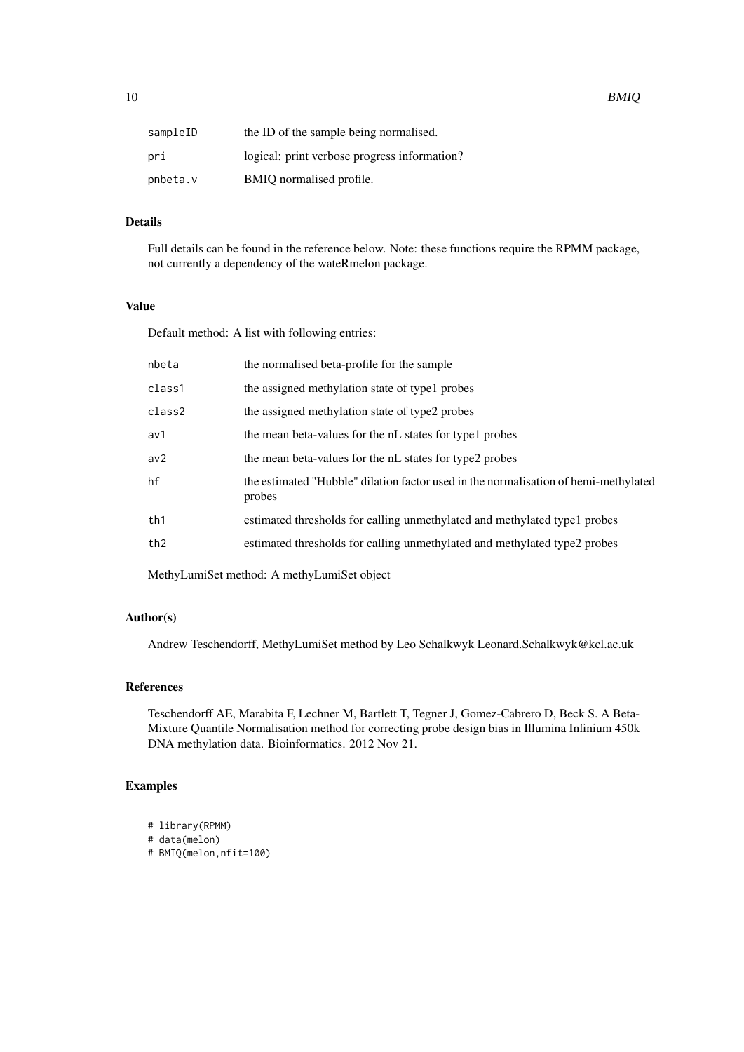| | |
|---|---|
| sampleID | the ID of the sample being normalised. |
| pri | logical: print verbose progress information? |
| pnbeta.v | BMIQ normalised profile. |

### Details

Full details can be found in the reference below. Note: these functions require the RPMM package, not currently a dependency of the wateRmelon package.

### Value

Default method: A list with following entries:

| | |
|---|---|
| nbeta | the normalised beta-profile for the sample |
| class1 | the assigned methylation state of type1 probes |
| class2 | the assigned methylation state of type2 probes |
| av1 | the mean beta-values for the nL states for type1 probes |
| av2 | the mean beta-values for the nL states for type2 probes |
| hf | the estimated "Hubble" dilation factor used in the normalisation of hemi-methylated probes |
| th1 | estimated thresholds for calling unmethylated and methylated type1 probes |
| th2 | estimated thresholds for calling unmethylated and methylated type2 probes |

MethyLumiSet method: A methyLumiSet object

### Author(s)

Andrew Teschendorff, MethyLumiSet method by Leo Schalkwyk Leonard.Schalkwyk@kcl.ac.uk

### References

Teschendorff AE, Marabita F, Lechner M, Bartlett T, Tegner J, Gomez-Cabrero D, Beck S. A Beta-Mixture Quantile Normalisation method for correcting probe design bias in Illumina Infinium 450k DNA methylation data. Bioinformatics. 2012 Nov 21.

### Examples

```
# library(RPMM)
# data(melon)
# BMIQ(melon,nfit=100)
```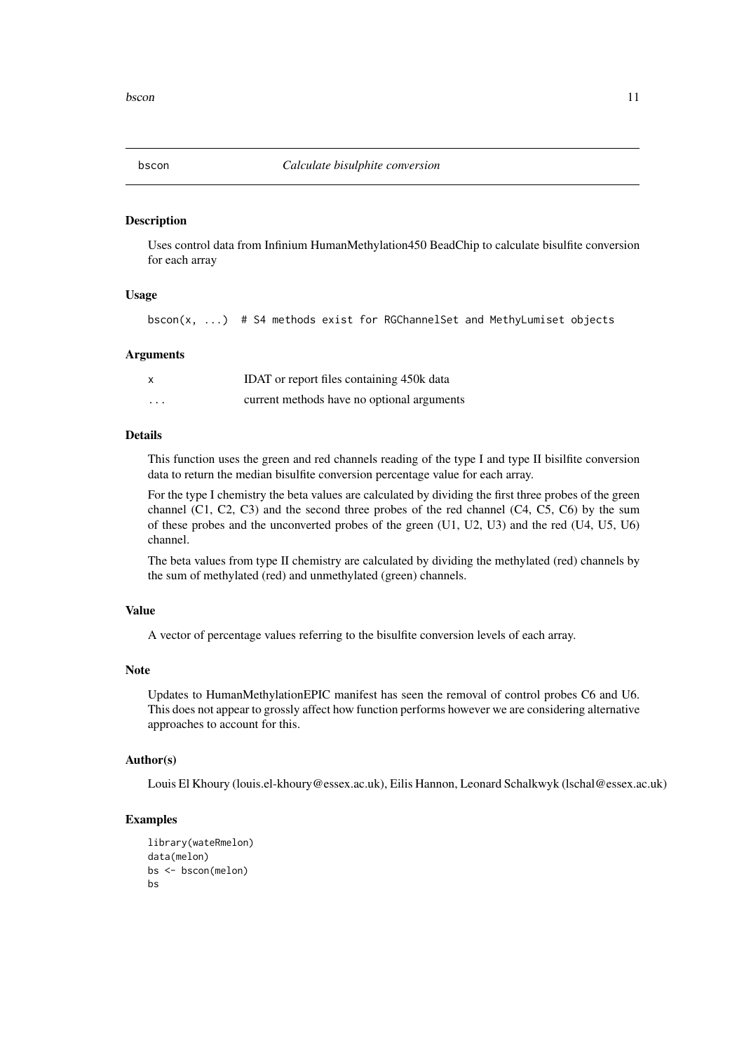# bscon — *Calculate bisulphite conversion*

## Description

Uses control data from Infinium HumanMethylation450 BeadChip to calculate bisulfite conversion for each array

## Usage

```
bscon(x, ...)  # S4 methods exist for RGChannelSet and MethyLumiset objects
```

## Arguments

| | |
|---|---|
| x | IDAT or report files containing 450k data |
| ... | current methods have no optional arguments |

## Details

This function uses the green and red channels reading of the type I and type II bisilfite conversion data to return the median bisulfite conversion percentage value for each array.

For the type I chemistry the beta values are calculated by dividing the first three probes of the green channel (C1, C2, C3) and the second three probes of the red channel (C4, C5, C6) by the sum of these probes and the unconverted probes of the green (U1, U2, U3) and the red (U4, U5, U6) channel.

The beta values from type II chemistry are calculated by dividing the methylated (red) channels by the sum of methylated (red) and unmethylated (green) channels.

## Value

A vector of percentage values referring to the bisulfite conversion levels of each array.

## Note

Updates to HumanMethylationEPIC manifest has seen the removal of control probes C6 and U6. This does not appear to grossly affect how function performs however we are considering alternative approaches to account for this.

## Author(s)

Louis El Khoury (louis.el-khoury@essex.ac.uk), Eilis Hannon, Leonard Schalkwyk (lschal@essex.ac.uk)

## Examples

```
library(wateRmelon)
data(melon)
bs <- bscon(melon)
bs
```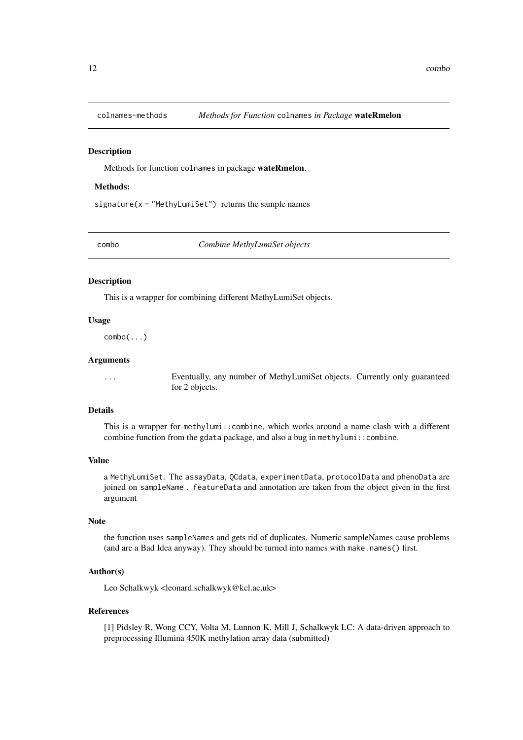## colnames-methods *Methods for Function* `colnames` *in Package* **wateRmelon**

### Description

Methods for function `colnames` in package **wateRmelon**.

#### Methods:

`signature(x = "MethyLumiSet")` returns the sample names

## combo *Combine MethyLumiSet objects*

### Description

This is a wrapper for combining different MethyLumiSet objects.

### Usage

```
combo(...)
```

### Arguments

`...` Eventually, any number of MethyLumiSet objects. Currently only guaranteed for 2 objects.

### Details

This is a wrapper for `methylumi::combine`, which works around a name clash with a different combine function from the `gdata` package, and also a bug in `methylumi::combine`.

### Value

a `MethyLumiSet`. The `assayData`, `QCdata`, `experimentData`, `protocolData` and `phenoData` are joined on `sampleName` . `featureData` and annotation are taken from the object given in the first argument

### Note

the function uses `sampleNames` and gets rid of duplicates. Numeric sampleNames cause problems (and are a Bad Idea anyway). They should be turned into names with `make.names()` first.

### Author(s)

Leo Schalkwyk <leonard.schalkwyk@kcl.ac.uk>

### References

[1] Pidsley R, Wong CCY, Volta M, Lunnon K, Mill J, Schalkwyk LC: A data-driven approach to preprocessing Illumina 450K methylation array data (submitted)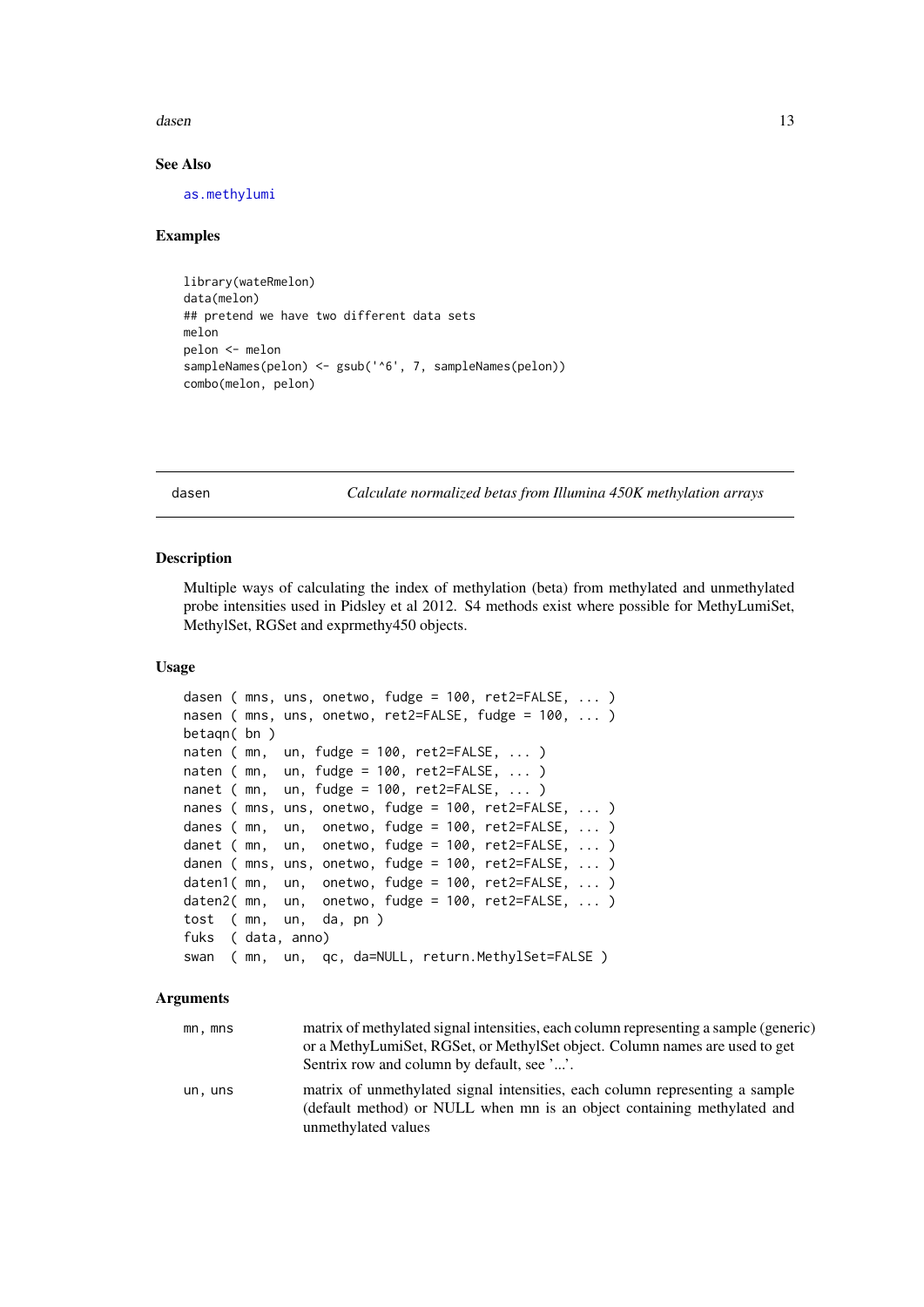### See Also

as.methylumi

### Examples

```
library(wateRmelon)
data(melon)
## pretend we have two different data sets
melon
pelon <- melon
sampleNames(pelon) <- gsub('^6', 7, sampleNames(pelon))
combo(melon, pelon)
```

---

## dasen — *Calculate normalized betas from Illumina 450K methylation arrays*

---

### Description

Multiple ways of calculating the index of methylation (beta) from methylated and unmethylated probe intensities used in Pidsley et al 2012. S4 methods exist where possible for MethyLumiSet, MethylSet, RGSet and exprmethy450 objects.

### Usage

```
dasen ( mns, uns, onetwo, fudge = 100, ret2=FALSE, ... )
nasen ( mns, uns, onetwo, ret2=FALSE, fudge = 100, ... )
betaqn( bn )
naten ( mn,  un, fudge = 100, ret2=FALSE, ... )
naten ( mn,  un, fudge = 100, ret2=FALSE, ... )
nanet ( mn,  un, fudge = 100, ret2=FALSE, ... )
nanes ( mns, uns, onetwo, fudge = 100, ret2=FALSE, ... )
danes ( mn,  un,  onetwo, fudge = 100, ret2=FALSE, ... )
danet ( mn,  un,  onetwo, fudge = 100, ret2=FALSE, ... )
danen ( mns, uns, onetwo, fudge = 100, ret2=FALSE, ... )
daten1( mn,  un,  onetwo, fudge = 100, ret2=FALSE, ... )
daten2( mn,  un,  onetwo, fudge = 100, ret2=FALSE, ... )
tost  ( mn,  un,  da, pn )
fuks  ( data, anno)
swan  ( mn,  un,  qc, da=NULL, return.MethylSet=FALSE )
```

### Arguments

| | |
|---|---|
| mn, mns | matrix of methylated signal intensities, each column representing a sample (generic) or a MethyLumiSet, RGSet, or MethylSet object. Column names are used to get Sentrix row and column by default, see '...'. |
| un, uns | matrix of unmethylated signal intensities, each column representing a sample (default method) or NULL when mn is an object containing methylated and unmethylated values |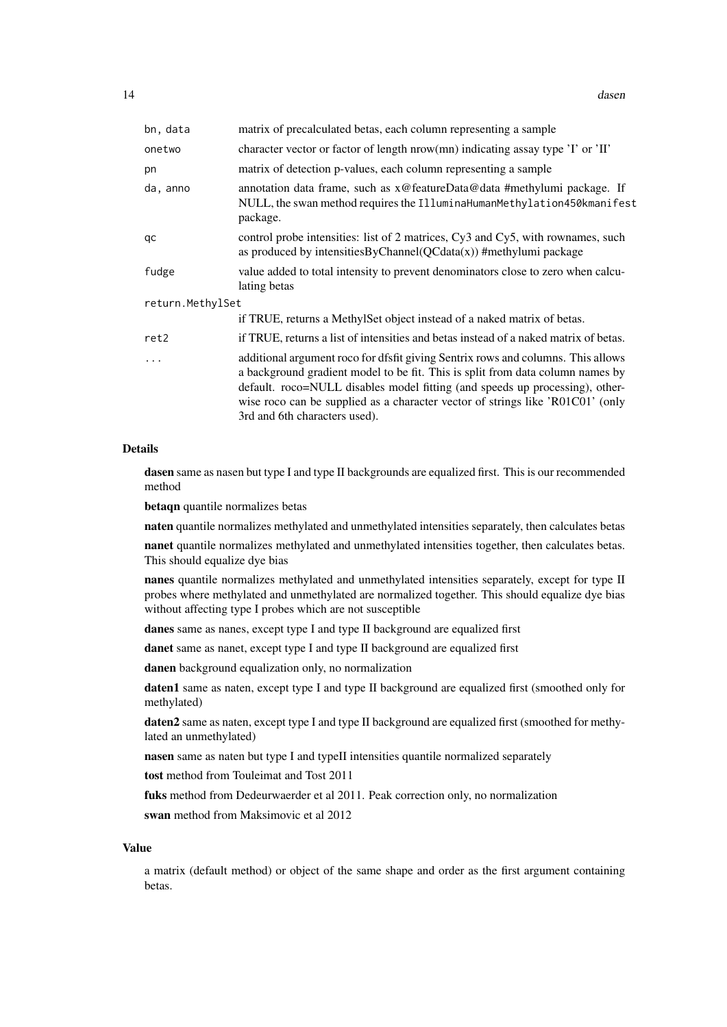| | |
|---|---|
| bn, data | matrix of precalculated betas, each column representing a sample |
| onetwo | character vector or factor of length nrow(mn) indicating assay type 'I' or 'II' |
| pn | matrix of detection p-values, each column representing a sample |
| da, anno | annotation data frame, such as x@featureData@data #methylumi package. If NULL, the swan method requires the `IlluminaHumanMethylation450kmanifest` package. |
| qc | control probe intensities: list of 2 matrices, Cy3 and Cy5, with rownames, such as produced by intensitiesByChannel(QCdata(x)) #methylumi package |
| fudge | value added to total intensity to prevent denominators close to zero when calculating betas |
| return.MethylSet | if TRUE, returns a MethylSet object instead of a naked matrix of betas. |
| ret2 | if TRUE, returns a list of intensities and betas instead of a naked matrix of betas. |
| ... | additional argument roco for dfsfit giving Sentrix rows and columns. This allows a background gradient model to be fit. This is split from data column names by default. roco=NULL disables model fitting (and speeds up processing), otherwise roco can be supplied as a character vector of strings like 'R01C01' (only 3rd and 6th characters used). |

## Details

**dasen** same as nasen but type I and type II backgrounds are equalized first. This is our recommended method

**betaqn** quantile normalizes betas

**naten** quantile normalizes methylated and unmethylated intensities separately, then calculates betas

**nanet** quantile normalizes methylated and unmethylated intensities together, then calculates betas. This should equalize dye bias

**nanes** quantile normalizes methylated and unmethylated intensities separately, except for type II probes where methylated and unmethylated are normalized together. This should equalize dye bias without affecting type I probes which are not susceptible

**danes** same as nanes, except type I and type II background are equalized first

**danet** same as nanet, except type I and type II background are equalized first

**danen** background equalization only, no normalization

**daten1** same as naten, except type I and type II background are equalized first (smoothed only for methylated)

**daten2** same as naten, except type I and type II background are equalized first (smoothed for methylated an unmethylated)

**nasen** same as naten but type I and typeII intensities quantile normalized separately

**tost** method from Touleimat and Tost 2011

**fuks** method from Dedeurwaerder et al 2011. Peak correction only, no normalization

**swan** method from Maksimovic et al 2012

## Value

a matrix (default method) or object of the same shape and order as the first argument containing betas.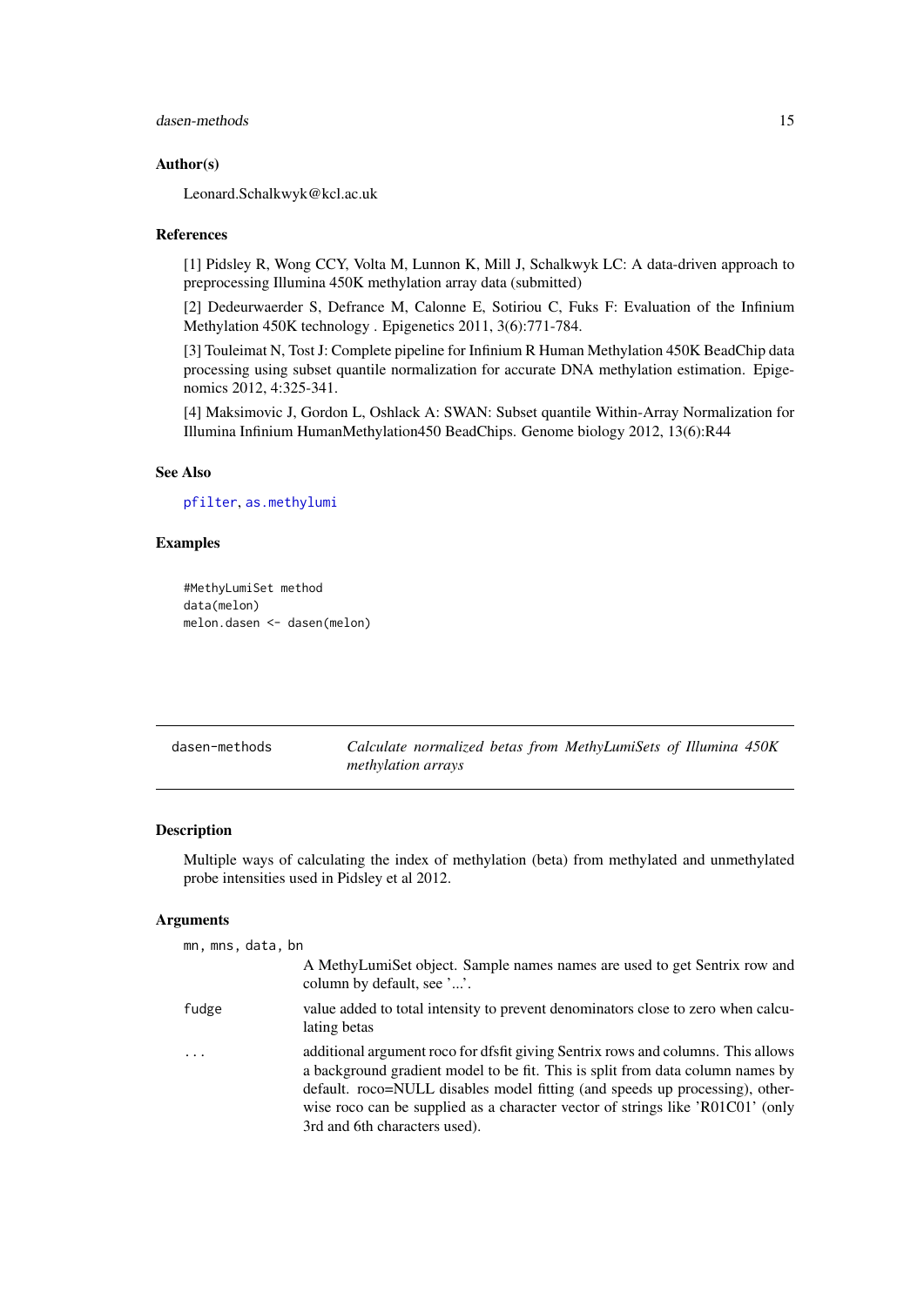### Author(s)

Leonard.Schalkwyk@kcl.ac.uk

### References

[1] Pidsley R, Wong CCY, Volta M, Lunnon K, Mill J, Schalkwyk LC: A data-driven approach to preprocessing Illumina 450K methylation array data (submitted)

[2] Dedeurwaerder S, Defrance M, Calonne E, Sotiriou C, Fuks F: Evaluation of the Infinium Methylation 450K technology . Epigenetics 2011, 3(6):771-784.

[3] Touleimat N, Tost J: Complete pipeline for Infinium R Human Methylation 450K BeadChip data processing using subset quantile normalization for accurate DNA methylation estimation. Epigenomics 2012, 4:325-341.

[4] Maksimovic J, Gordon L, Oshlack A: SWAN: Subset quantile Within-Array Normalization for Illumina Infinium HumanMethylation450 BeadChips. Genome biology 2012, 13(6):R44

### See Also

pfilter, as.methylumi

### Examples

```
#MethyLumiSet method
data(melon)
melon.dasen <- dasen(melon)
```

---

## dasen-methods — *Calculate normalized betas from MethyLumiSets of Illumina 450K methylation arrays*

### Description

Multiple ways of calculating the index of methylation (beta) from methylated and unmethylated probe intensities used in Pidsley et al 2012.

### Arguments

| | |
|---|---|
| `mn, mns, data, bn` | A MethyLumiSet object. Sample names names are used to get Sentrix row and column by default, see '...'. |
| `fudge` | value added to total intensity to prevent denominators close to zero when calculating betas |
| `...` | additional argument roco for dfsfit giving Sentrix rows and columns. This allows a background gradient model to be fit. This is split from data column names by default. roco=NULL disables model fitting (and speeds up processing), otherwise roco can be supplied as a character vector of strings like 'R01C01' (only 3rd and 6th characters used). |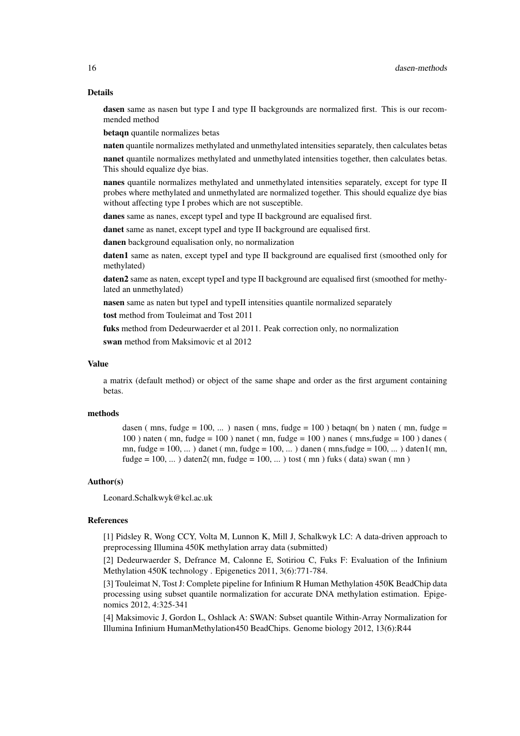## Details

**dasen** same as nasen but type I and type II backgrounds are normalized first. This is our recommended method

**betaqn** quantile normalizes betas

**naten** quantile normalizes methylated and unmethylated intensities separately, then calculates betas

**nanet** quantile normalizes methylated and unmethylated intensities together, then calculates betas. This should equalize dye bias.

**nanes** quantile normalizes methylated and unmethylated intensities separately, except for type II probes where methylated and unmethylated are normalized together. This should equalize dye bias without affecting type I probes which are not susceptible.

**danes** same as nanes, except typeI and type II background are equalised first.

**danet** same as nanet, except typeI and type II background are equalised first.

**danen** background equalisation only, no normalization

**daten1** same as naten, except typeI and type II background are equalised first (smoothed only for methylated)

**daten2** same as naten, except typeI and type II background are equalised first (smoothed for methylated an unmethylated)

**nasen** same as naten but typeI and typeII intensities quantile normalized separately

**tost** method from Touleimat and Tost 2011

**fuks** method from Dedeurwaerder et al 2011. Peak correction only, no normalization

**swan** method from Maksimovic et al 2012

## Value

a matrix (default method) or object of the same shape and order as the first argument containing betas.

## methods

dasen ( mns, fudge = 100, ... ) nasen ( mns, fudge = 100 ) betaqn( bn ) naten ( mn, fudge = 100 ) naten ( mn, fudge = 100 ) nanet ( mn, fudge = 100 ) nanes ( mns,fudge = 100 ) danes ( mn, fudge = 100, ... ) danet ( mn, fudge = 100, ... ) danen ( mns,fudge = 100, ... ) daten1( mn, fudge = 100, ... ) daten2( mn, fudge = 100, ... ) tost ( mn ) fuks ( data) swan ( mn )

## Author(s)

Leonard.Schalkwyk@kcl.ac.uk

## References

[1] Pidsley R, Wong CCY, Volta M, Lunnon K, Mill J, Schalkwyk LC: A data-driven approach to preprocessing Illumina 450K methylation array data (submitted)

[2] Dedeurwaerder S, Defrance M, Calonne E, Sotiriou C, Fuks F: Evaluation of the Infinium Methylation 450K technology . Epigenetics 2011, 3(6):771-784.

[3] Touleimat N, Tost J: Complete pipeline for Infinium R Human Methylation 450K BeadChip data processing using subset quantile normalization for accurate DNA methylation estimation. Epigenomics 2012, 4:325-341

[4] Maksimovic J, Gordon L, Oshlack A: SWAN: Subset quantile Within-Array Normalization for Illumina Infinium HumanMethylation450 BeadChips. Genome biology 2012, 13(6):R44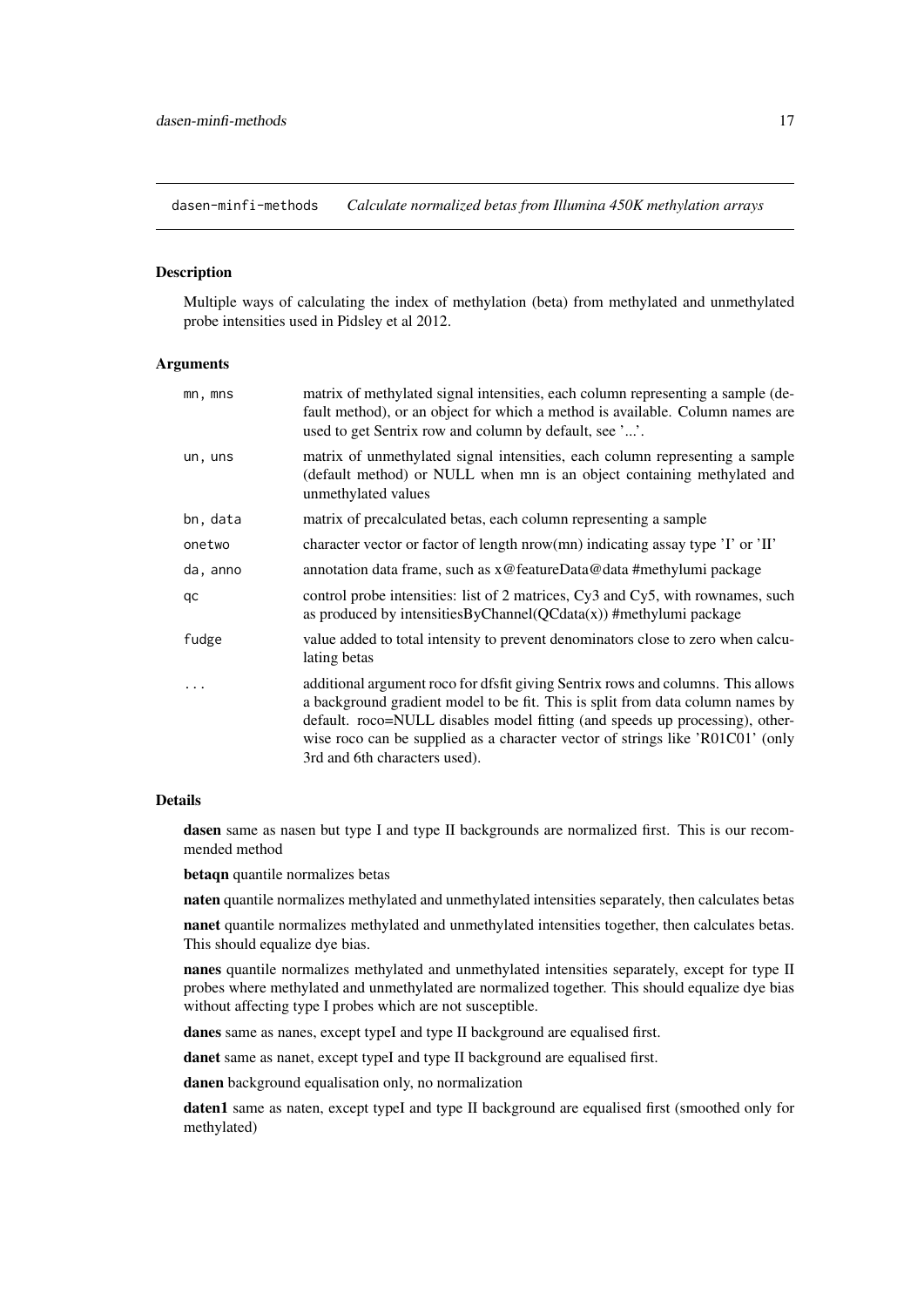## dasen-minfi-methods *Calculate normalized betas from Illumina 450K methylation arrays*

### Description

Multiple ways of calculating the index of methylation (beta) from methylated and unmethylated probe intensities used in Pidsley et al 2012.

### Arguments

| | |
|---|---|
| `mn, mns` | matrix of methylated signal intensities, each column representing a sample (default method), or an object for which a method is available. Column names are used to get Sentrix row and column by default, see '...'. |
| `un, uns` | matrix of unmethylated signal intensities, each column representing a sample (default method) or NULL when mn is an object containing methylated and unmethylated values |
| `bn, data` | matrix of precalculated betas, each column representing a sample |
| `onetwo` | character vector or factor of length nrow(mn) indicating assay type 'I' or 'II' |
| `da, anno` | annotation data frame, such as x@featureData@data #methylumi package |
| `qc` | control probe intensities: list of 2 matrices, Cy3 and Cy5, with rownames, such as produced by intensitiesByChannel(QCdata(x)) #methylumi package |
| `fudge` | value added to total intensity to prevent denominators close to zero when calculating betas |
| `...` | additional argument roco for dfsfit giving Sentrix rows and columns. This allows a background gradient model to be fit. This is split from data column names by default. roco=NULL disables model fitting (and speeds up processing), otherwise roco can be supplied as a character vector of strings like 'R01C01' (only 3rd and 6th characters used). |

### Details

**dasen** same as nasen but type I and type II backgrounds are normalized first. This is our recommended method

**betaqn** quantile normalizes betas

**naten** quantile normalizes methylated and unmethylated intensities separately, then calculates betas

**nanet** quantile normalizes methylated and unmethylated intensities together, then calculates betas. This should equalize dye bias.

**nanes** quantile normalizes methylated and unmethylated intensities separately, except for type II probes where methylated and unmethylated are normalized together. This should equalize dye bias without affecting type I probes which are not susceptible.

**danes** same as nanes, except typeI and type II background are equalised first.

**danet** same as nanet, except typeI and type II background are equalised first.

**danen** background equalisation only, no normalization

**daten1** same as naten, except typeI and type II background are equalised first (smoothed only for methylated)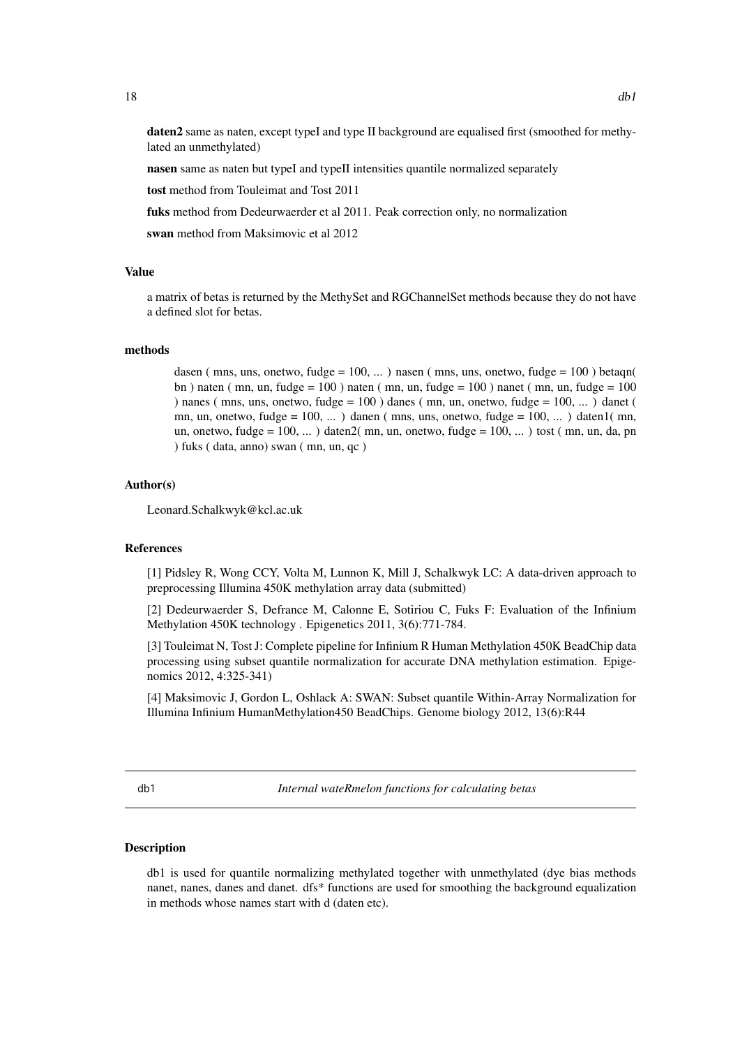**daten2** same as naten, except typeI and type II background are equalised first (smoothed for methylated an unmethylated)

**nasen** same as naten but typeI and typeII intensities quantile normalized separately

**tost** method from Touleimat and Tost 2011

**fuks** method from Dedeurwaerder et al 2011. Peak correction only, no normalization

**swan** method from Maksimovic et al 2012

### Value

a matrix of betas is returned by the MethySet and RGChannelSet methods because they do not have a defined slot for betas.

### methods

dasen ( mns, uns, onetwo, fudge = 100, ... ) nasen ( mns, uns, onetwo, fudge = 100 ) betaqn( bn ) naten ( mn, un, fudge = 100 ) naten ( mn, un, fudge = 100 ) nanet ( mn, un, fudge = 100 ) nanes ( mns, uns, onetwo, fudge = 100 ) danes ( mn, un, onetwo, fudge = 100, ... ) danet ( mn, un, onetwo, fudge = 100, ... ) danen ( mns, uns, onetwo, fudge = 100, ... ) daten1( mn, un, onetwo, fudge = 100, ... ) daten2( mn, un, onetwo, fudge = 100, ... ) tost ( mn, un, da, pn ) fuks ( data, anno) swan ( mn, un, qc )

### Author(s)

Leonard.Schalkwyk@kcl.ac.uk

### References

[1] Pidsley R, Wong CCY, Volta M, Lunnon K, Mill J, Schalkwyk LC: A data-driven approach to preprocessing Illumina 450K methylation array data (submitted)

[2] Dedeurwaerder S, Defrance M, Calonne E, Sotiriou C, Fuks F: Evaluation of the Infinium Methylation 450K technology . Epigenetics 2011, 3(6):771-784.

[3] Touleimat N, Tost J: Complete pipeline for Infinium R Human Methylation 450K BeadChip data processing using subset quantile normalization for accurate DNA methylation estimation. Epigenomics 2012, 4:325-341)

[4] Maksimovic J, Gordon L, Oshlack A: SWAN: Subset quantile Within-Array Normalization for Illumina Infinium HumanMethylation450 BeadChips. Genome biology 2012, 13(6):R44

---

## db1 — *Internal wateRmelon functions for calculating betas*

### Description

db1 is used for quantile normalizing methylated together with unmethylated (dye bias methods nanet, nanes, danes and danet. dfs* functions are used for smoothing the background equalization in methods whose names start with d (daten etc).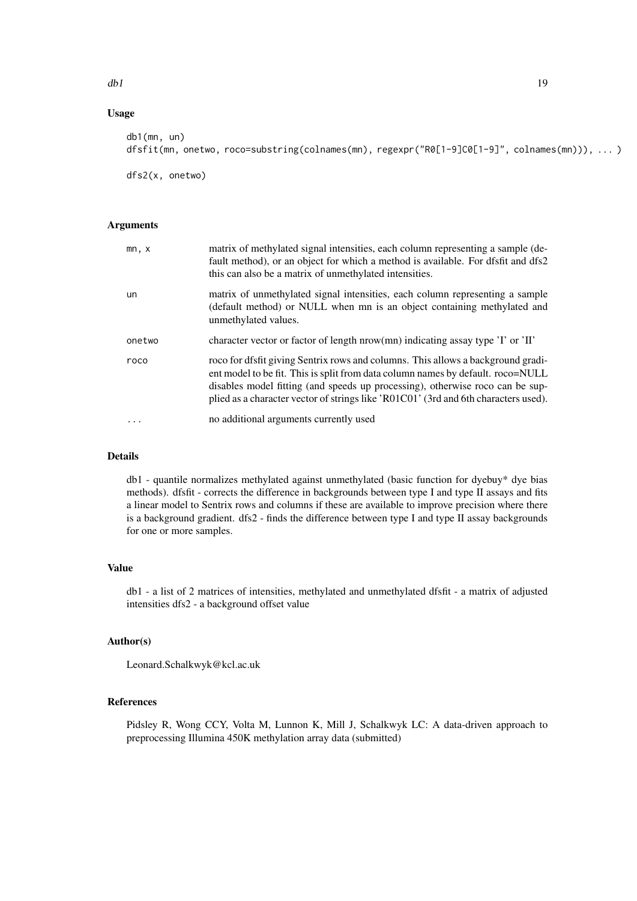## Usage

```
db1(mn, un)
dfsfit(mn, onetwo, roco=substring(colnames(mn), regexpr("R0[1-9]C0[1-9]", colnames(mn))), ... )

dfs2(x, onetwo)
```

## Arguments

| | |
|---|---|
| `mn, x` | matrix of methylated signal intensities, each column representing a sample (default method), or an object for which a method is available. For dfsfit and dfs2 this can also be a matrix of unmethylated intensities. |
| `un` | matrix of unmethylated signal intensities, each column representing a sample (default method) or NULL when mn is an object containing methylated and unmethylated values. |
| `onetwo` | character vector or factor of length nrow(mn) indicating assay type 'I' or 'II' |
| `roco` | roco for dfsfit giving Sentrix rows and columns. This allows a background gradient model to be fit. This is split from data column names by default. roco=NULL disables model fitting (and speeds up processing), otherwise roco can be supplied as a character vector of strings like 'R01C01' (3rd and 6th characters used). |
| `...` | no additional arguments currently used |

## Details

db1 - quantile normalizes methylated against unmethylated (basic function for dyebuy* dye bias methods). dfsfit - corrects the difference in backgrounds between type I and type II assays and fits a linear model to Sentrix rows and columns if these are available to improve precision where there is a background gradient. dfs2 - finds the difference between type I and type II assay backgrounds for one or more samples.

## Value

db1 - a list of 2 matrices of intensities, methylated and unmethylated dfsfit - a matrix of adjusted intensities dfs2 - a background offset value

## Author(s)

Leonard.Schalkwyk@kcl.ac.uk

## References

Pidsley R, Wong CCY, Volta M, Lunnon K, Mill J, Schalkwyk LC: A data-driven approach to preprocessing Illumina 450K methylation array data (submitted)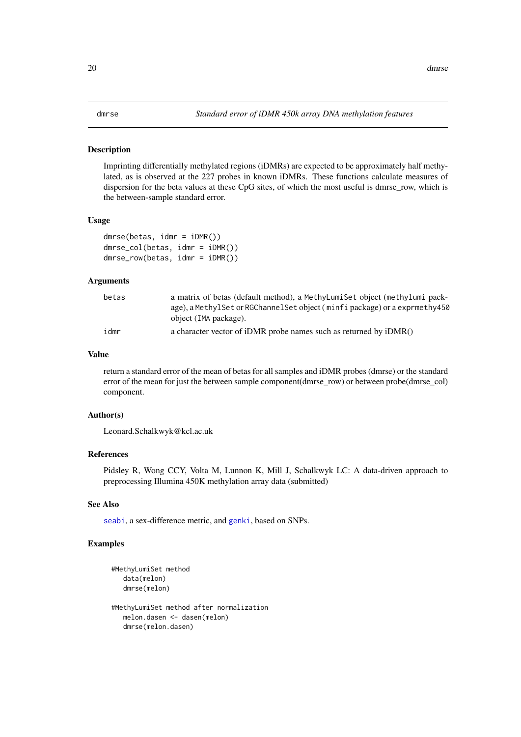## dmrse — *Standard error of iDMR 450k array DNA methylation features*

### Description

Imprinting differentially methylated regions (iDMRs) are expected to be approximately half methylated, as is observed at the 227 probes in known iDMRs. These functions calculate measures of dispersion for the beta values at these CpG sites, of which the most useful is dmrse_row, which is the between-sample standard error.

### Usage

```
dmrse(betas, idmr = iDMR())
dmrse_col(betas, idmr = iDMR())
dmrse_row(betas, idmr = iDMR())
```

### Arguments

| | |
|---|---|
| betas | a matrix of betas (default method), a `MethyLumiSet` object (`methylumi` package), a `MethylSet` or `RGChannelSet` object ( `minfi` package) or a `exprmethy450` object (`IMA` package). |
| idmr | a character vector of iDMR probe names such as returned by iDMR() |

### Value

return a standard error of the mean of betas for all samples and iDMR probes (dmrse) or the standard error of the mean for just the between sample component(dmrse_row) or between probe(dmrse_col) component.

### Author(s)

Leonard.Schalkwyk@kcl.ac.uk

### References

Pidsley R, Wong CCY, Volta M, Lunnon K, Mill J, Schalkwyk LC: A data-driven approach to preprocessing Illumina 450K methylation array data (submitted)

### See Also

`seabi`, a sex-difference metric, and `genki`, based on SNPs.

### Examples

```
#MethyLumiSet method
   data(melon)
   dmrse(melon)

#MethyLumiSet method after normalization
   melon.dasen <- dasen(melon)
   dmrse(melon.dasen)
```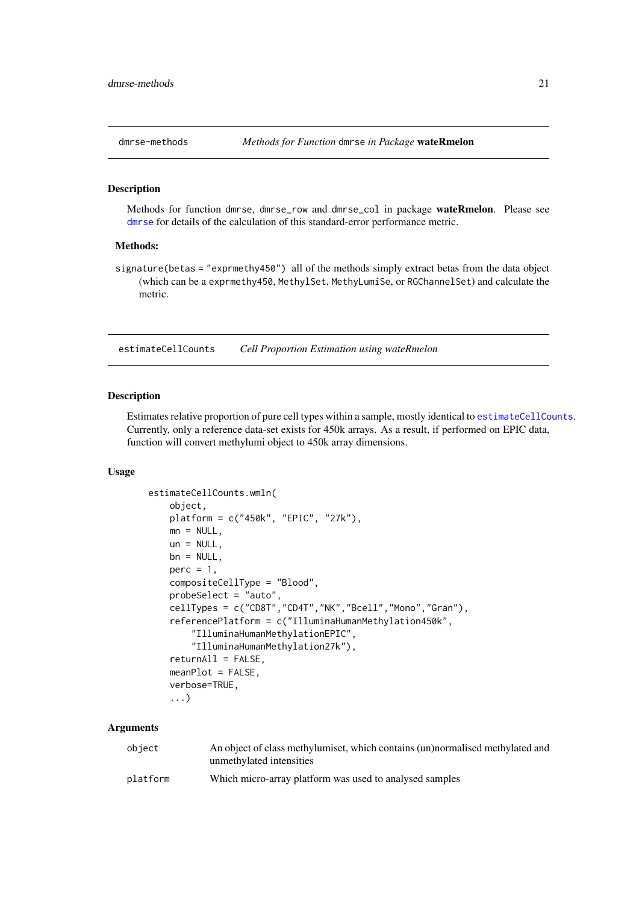## dmrse-methods — *Methods for Function* `dmrse` *in Package* **wateRmelon**

### Description

Methods for function `dmrse`, `dmrse_row` and `dmrse_col` in package **wateRmelon**. Please see `dmrse` for details of the calculation of this standard-error performance metric.

### Methods:

`signature(betas = "exprmethy450")` all of the methods simply extract betas from the data object (which can be a `exprmethy450`, `MethylSet`, `MethyLumiSe`, or `RGChannelSet`) and calculate the metric.

## estimateCellCounts — *Cell Proportion Estimation using wateRmelon*

### Description

Estimates relative proportion of pure cell types within a sample, mostly identical to `estimateCellCounts`. Currently, only a reference data-set exists for 450k arrays. As a result, if performed on EPIC data, function will convert methylumi object to 450k array dimensions.

### Usage

```
estimateCellCounts.wmln(
    object,
    platform = c("450k", "EPIC", "27k"),
    mn = NULL,
    un = NULL,
    bn = NULL,
    perc = 1,
    compositeCellType = "Blood",
    probeSelect = "auto",
    cellTypes = c("CD8T","CD4T","NK","Bcell","Mono","Gran"),
    referencePlatform = c("IlluminaHumanMethylation450k",
        "IlluminaHumanMethylationEPIC",
        "IlluminaHumanMethylation27k"),
    returnAll = FALSE,
    meanPlot = FALSE,
    verbose=TRUE,
    ...)
```

### Arguments

| | |
|---|---|
| `object` | An object of class methylumiset, which contains (un)normalised methylated and unmethylated intensities |
| `platform` | Which micro-array platform was used to analysed samples |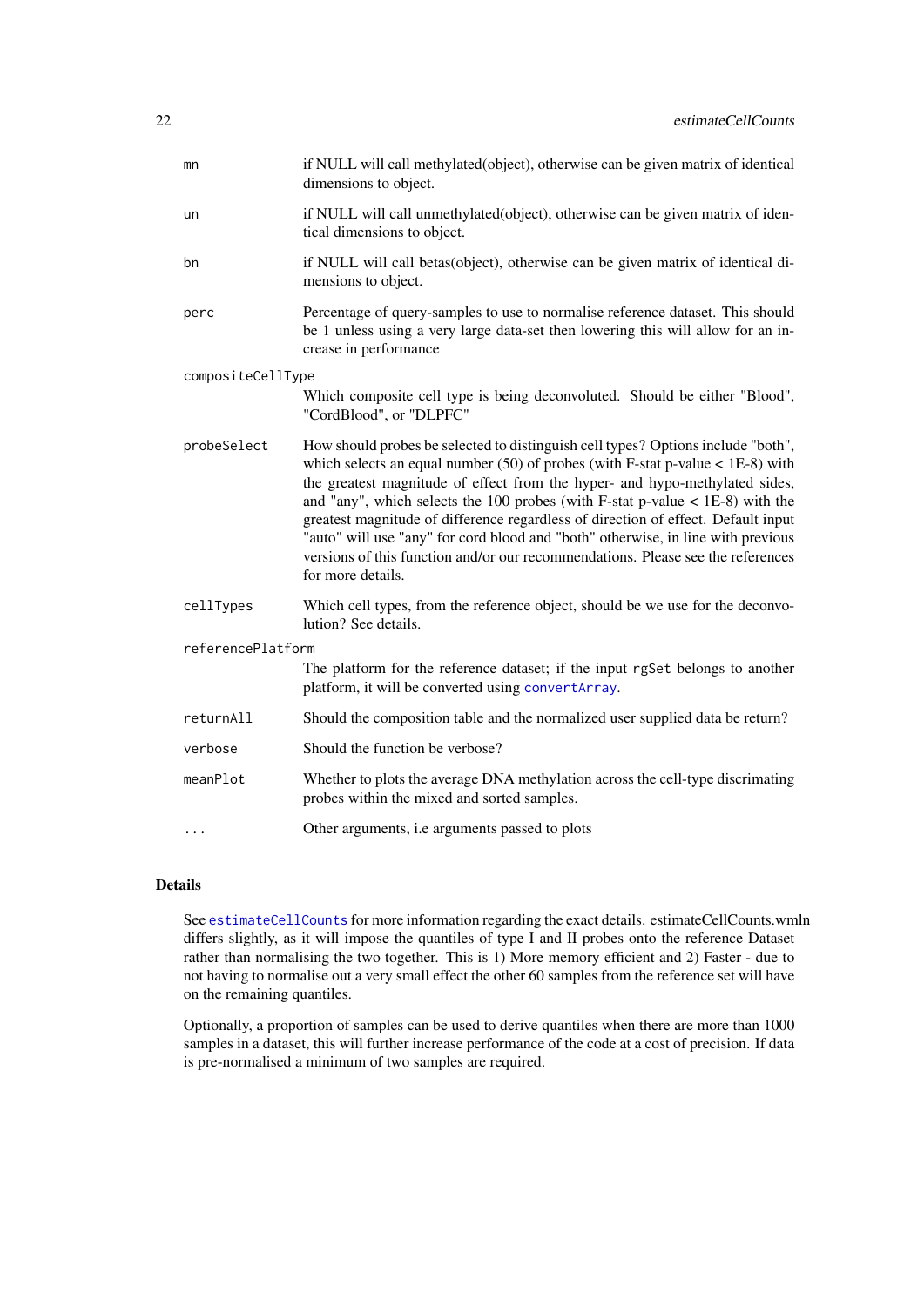| | |
|---|---|
| `mn` | if NULL will call methylated(object), otherwise can be given matrix of identical dimensions to object. |
| `un` | if NULL will call unmethylated(object), otherwise can be given matrix of identical dimensions to object. |
| `bn` | if NULL will call betas(object), otherwise can be given matrix of identical dimensions to object. |
| `perc` | Percentage of query-samples to use to normalise reference dataset. This should be 1 unless using a very large data-set then lowering this will allow for an increase in performance |
| `compositeCellType` | Which composite cell type is being deconvoluted. Should be either "Blood", "CordBlood", or "DLPFC" |
| `probeSelect` | How should probes be selected to distinguish cell types? Options include "both", which selects an equal number (50) of probes (with F-stat p-value < 1E-8) with the greatest magnitude of effect from the hyper- and hypo-methylated sides, and "any", which selects the 100 probes (with F-stat p-value < 1E-8) with the greatest magnitude of difference regardless of direction of effect. Default input "auto" will use "any" for cord blood and "both" otherwise, in line with previous versions of this function and/or our recommendations. Please see the references for more details. |
| `cellTypes` | Which cell types, from the reference object, should be we use for the deconvolution? See details. |
| `referencePlatform` | The platform for the reference dataset; if the input `rgSet` belongs to another platform, it will be converted using `convertArray`. |
| `returnAll` | Should the composition table and the normalized user supplied data be return? |
| `verbose` | Should the function be verbose? |
| `meanPlot` | Whether to plots the average DNA methylation across the cell-type discrimating probes within the mixed and sorted samples. |
| `...` | Other arguments, i.e arguments passed to plots |

## Details

See `estimateCellCounts` for more information regarding the exact details. estimateCellCounts.wmln differs slightly, as it will impose the quantiles of type I and II probes onto the reference Dataset rather than normalising the two together. This is 1) More memory efficient and 2) Faster - due to not having to normalise out a very small effect the other 60 samples from the reference set will have on the remaining quantiles.

Optionally, a proportion of samples can be used to derive quantiles when there are more than 1000 samples in a dataset, this will further increase performance of the code at a cost of precision. If data is pre-normalised a minimum of two samples are required.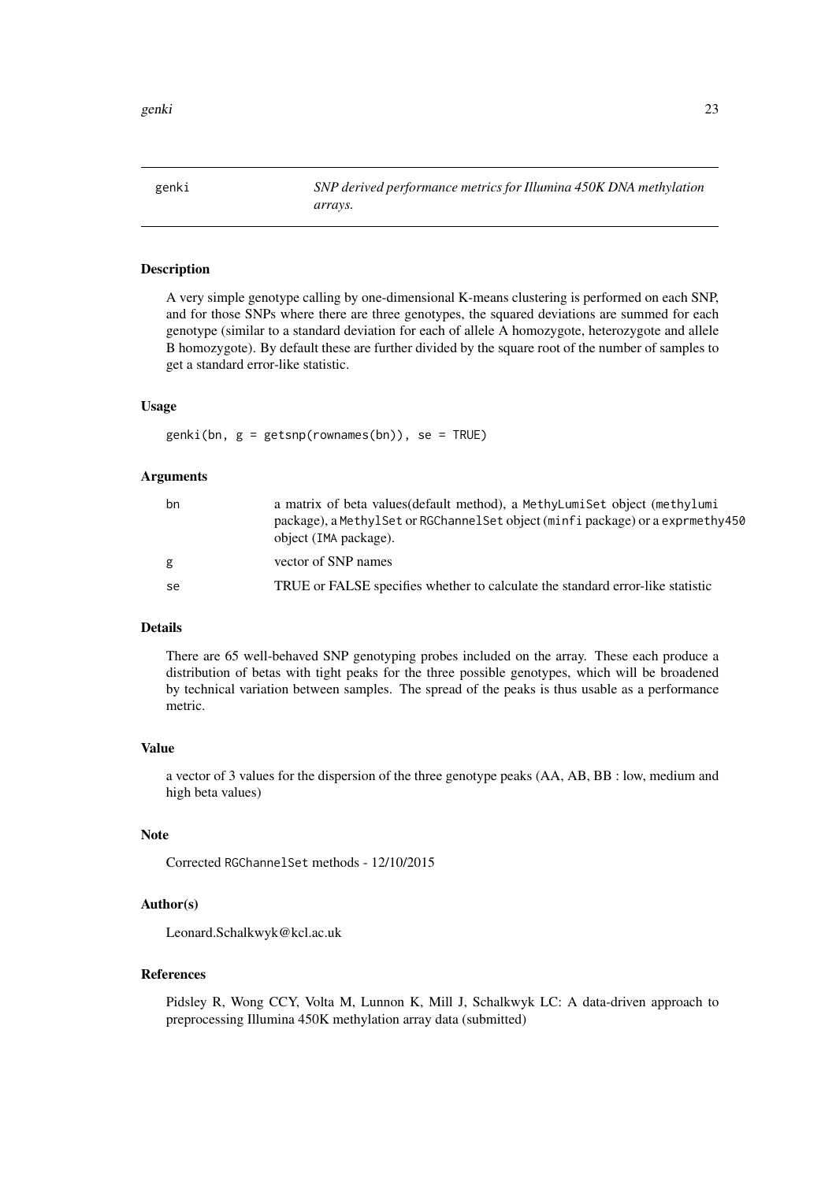## genki — *SNP derived performance metrics for Illumina 450K DNA methylation arrays.*

### Description

A very simple genotype calling by one-dimensional K-means clustering is performed on each SNP, and for those SNPs where there are three genotypes, the squared deviations are summed for each genotype (similar to a standard deviation for each of allele A homozygote, heterozygote and allele B homozygote). By default these are further divided by the square root of the number of samples to get a standard error-like statistic.

### Usage

```
genki(bn, g = getsnp(rownames(bn)), se = TRUE)
```

### Arguments

| | |
|---|---|
| `bn` | a matrix of beta values(default method), a `MethyLumiSet` object (`methylumi` package), a `MethylSet` or `RGChannelSet` object (`minfi` package) or a `exprmethy450` object (`IMA` package). |
| `g` | vector of SNP names |
| `se` | TRUE or FALSE specifies whether to calculate the standard error-like statistic |

### Details

There are 65 well-behaved SNP genotyping probes included on the array. These each produce a distribution of betas with tight peaks for the three possible genotypes, which will be broadened by technical variation between samples. The spread of the peaks is thus usable as a performance metric.

### Value

a vector of 3 values for the dispersion of the three genotype peaks (AA, AB, BB : low, medium and high beta values)

### Note

Corrected `RGChannelSet` methods - 12/10/2015

### Author(s)

Leonard.Schalkwyk@kcl.ac.uk

### References

Pidsley R, Wong CCY, Volta M, Lunnon K, Mill J, Schalkwyk LC: A data-driven approach to preprocessing Illumina 450K methylation array data (submitted)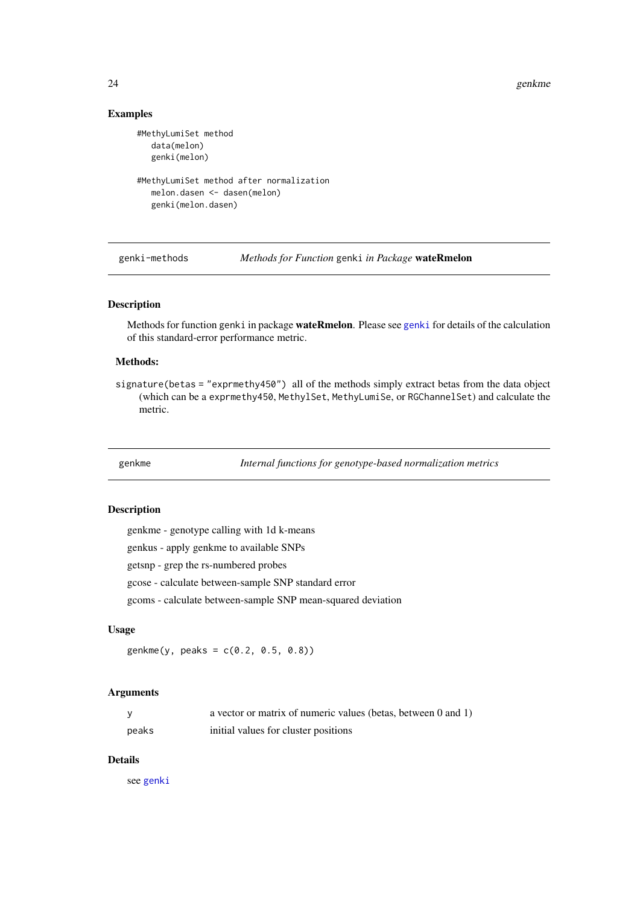### Examples

```
#MethyLumiSet method
   data(melon)
   genki(melon)

#MethyLumiSet method after normalization
   melon.dasen <- dasen(melon)
   genki(melon.dasen)
```

---

## genki-methods — *Methods for Function* `genki` *in Package* **wateRmelon**

### Description

Methods for function `genki` in package **wateRmelon**. Please see `genki` for details of the calculation of this standard-error performance metric.

### Methods:

`signature(betas = "exprmethy450")` all of the methods simply extract betas from the data object (which can be a `exprmethy450`, `MethylSet`, `MethyLumiSe`, or `RGChannelSet`) and calculate the metric.

---

## genkme — *Internal functions for genotype-based normalization metrics*

### Description

genkme - genotype calling with 1d k-means

genkus - apply genkme to available SNPs

getsnp - grep the rs-numbered probes

gcose - calculate between-sample SNP standard error

gcoms - calculate between-sample SNP mean-squared deviation

### Usage

```
genkme(y, peaks = c(0.2, 0.5, 0.8))
```

### Arguments

| | |
|---|---|
| `y` | a vector or matrix of numeric values (betas, between 0 and 1) |
| `peaks` | initial values for cluster positions |

### Details

see `genki`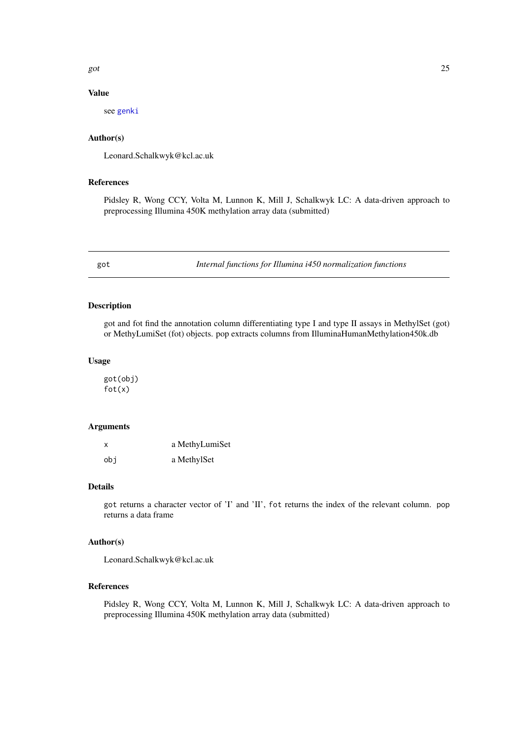## Value

see genki

## Author(s)

Leonard.Schalkwyk@kcl.ac.uk

## References

Pidsley R, Wong CCY, Volta M, Lunnon K, Mill J, Schalkwyk LC: A data-driven approach to preprocessing Illumina 450K methylation array data (submitted)

---

got *Internal functions for Illumina i450 normalization functions*

---

## Description

got and fot find the annotation column differentiating type I and type II assays in MethylSet (got) or MethyLumiSet (fot) objects. pop extracts columns from IlluminaHumanMethylation450k.db

## Usage

```
got(obj)
fot(x)
```

## Arguments

| | |
|---|---|
| x | a MethyLumiSet |
| obj | a MethylSet |

## Details

got returns a character vector of 'I' and 'II', fot returns the index of the relevant column. pop returns a data frame

## Author(s)

Leonard.Schalkwyk@kcl.ac.uk

## References

Pidsley R, Wong CCY, Volta M, Lunnon K, Mill J, Schalkwyk LC: A data-driven approach to preprocessing Illumina 450K methylation array data (submitted)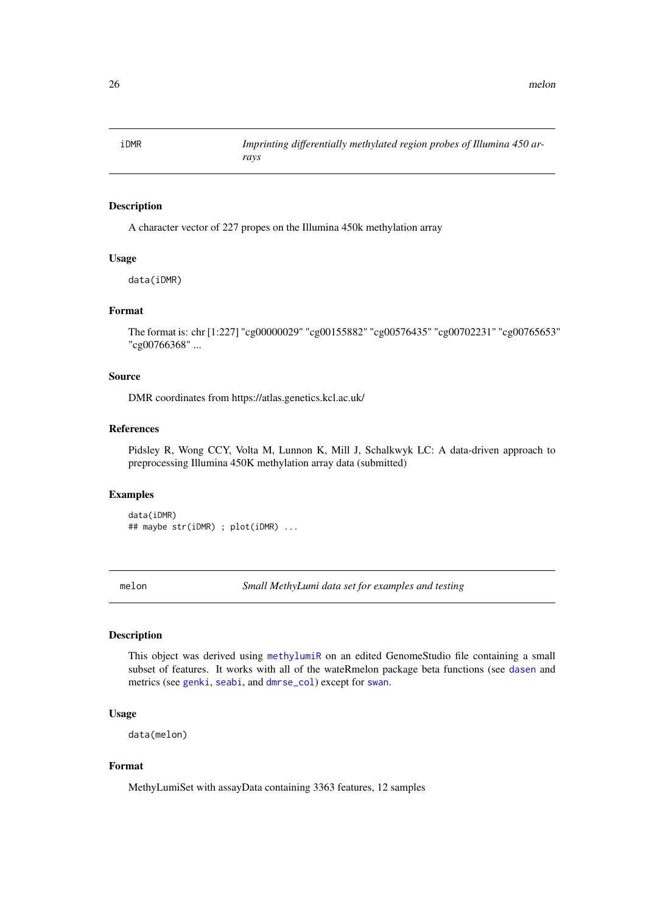## iDMR — *Imprinting differentially methylated region probes of Illumina 450 arrays*

### Description

A character vector of 227 propes on the Illumina 450k methylation array

### Usage

```
data(iDMR)
```

### Format

The format is: chr [1:227] "cg00000029" "cg00155882" "cg00576435" "cg00702231" "cg00765653" "cg00766368" ...

### Source

DMR coordinates from https://atlas.genetics.kcl.ac.uk/

### References

Pidsley R, Wong CCY, Volta M, Lunnon K, Mill J, Schalkwyk LC: A data-driven approach to preprocessing Illumina 450K methylation array data (submitted)

### Examples

```
data(iDMR)
## maybe str(iDMR) ; plot(iDMR) ...
```

## melon — *Small MethyLumi data set for examples and testing*

### Description

This object was derived using methylumiR on an edited GenomeStudio file containing a small subset of features. It works with all of the wateRmelon package beta functions (see dasen and metrics (see genki, seabi, and dmrse_col) except for swan.

### Usage

```
data(melon)
```

### Format

MethyLumiSet with assayData containing 3363 features, 12 samples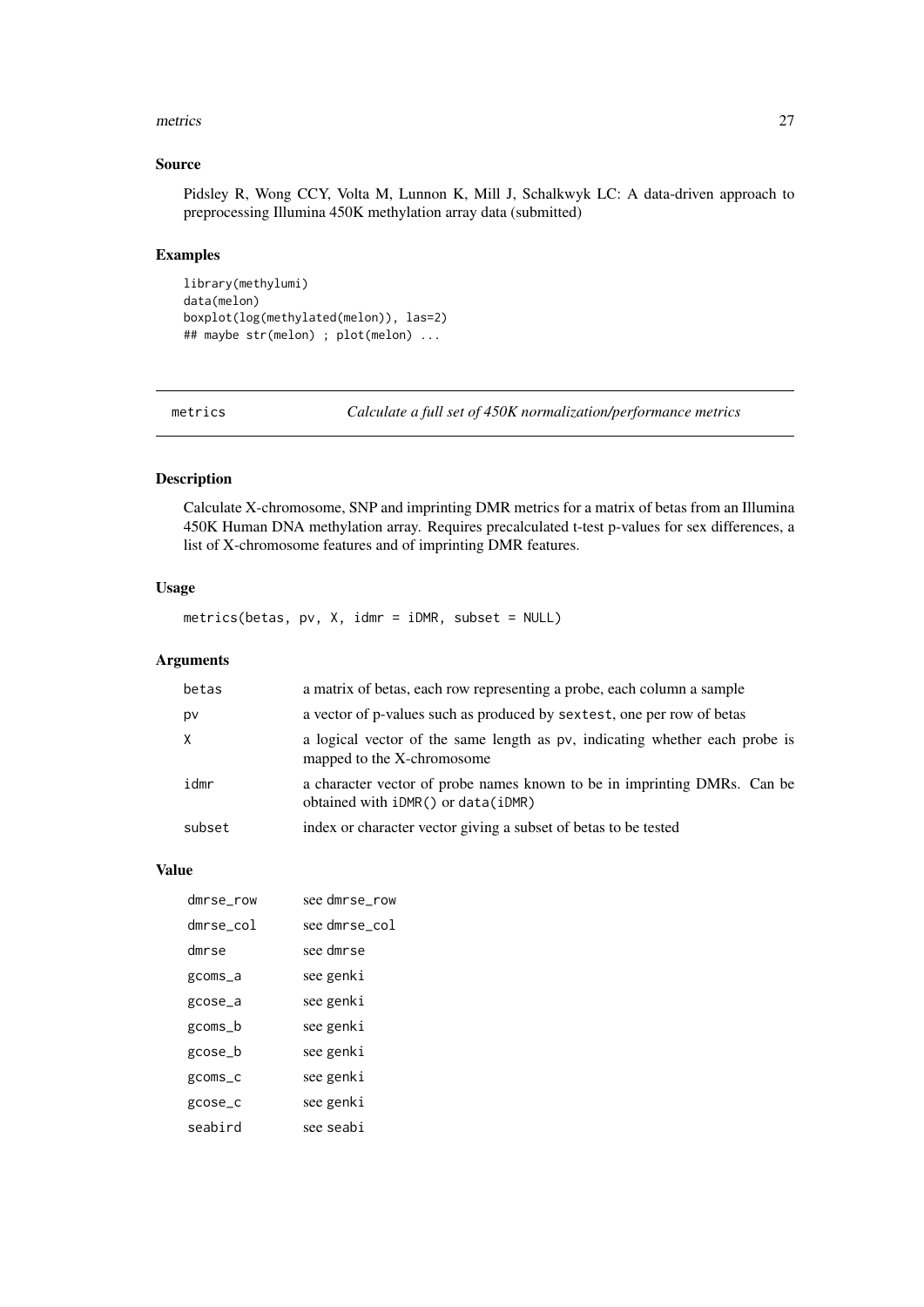### Source

Pidsley R, Wong CCY, Volta M, Lunnon K, Mill J, Schalkwyk LC: A data-driven approach to preprocessing Illumina 450K methylation array data (submitted)

### Examples

```
library(methylumi)
data(melon)
boxplot(log(methylated(melon)), las=2)
## maybe str(melon) ; plot(melon) ...
```

---

## metrics — *Calculate a full set of 450K normalization/performance metrics*

### Description

Calculate X-chromosome, SNP and imprinting DMR metrics for a matrix of betas from an Illumina 450K Human DNA methylation array. Requires precalculated t-test p-values for sex differences, a list of X-chromosome features and of imprinting DMR features.

### Usage

```
metrics(betas, pv, X, idmr = iDMR, subset = NULL)
```

### Arguments

| | |
|---|---|
| betas | a matrix of betas, each row representing a probe, each column a sample |
| pv | a vector of p-values such as produced by sextest, one per row of betas |
| X | a logical vector of the same length as pv, indicating whether each probe is mapped to the X-chromosome |
| idmr | a character vector of probe names known to be in imprinting DMRs. Can be obtained with iDMR() or data(iDMR) |
| subset | index or character vector giving a subset of betas to be tested |

### Value

| | |
|---|---|
| dmrse_row | see dmrse_row |
| dmrse_col | see dmrse_col |
| dmrse | see dmrse |
| gcoms_a | see genki |
| gcose_a | see genki |
| gcoms_b | see genki |
| gcose_b | see genki |
| gcoms_c | see genki |
| gcose_c | see genki |
| seabird | see seabi |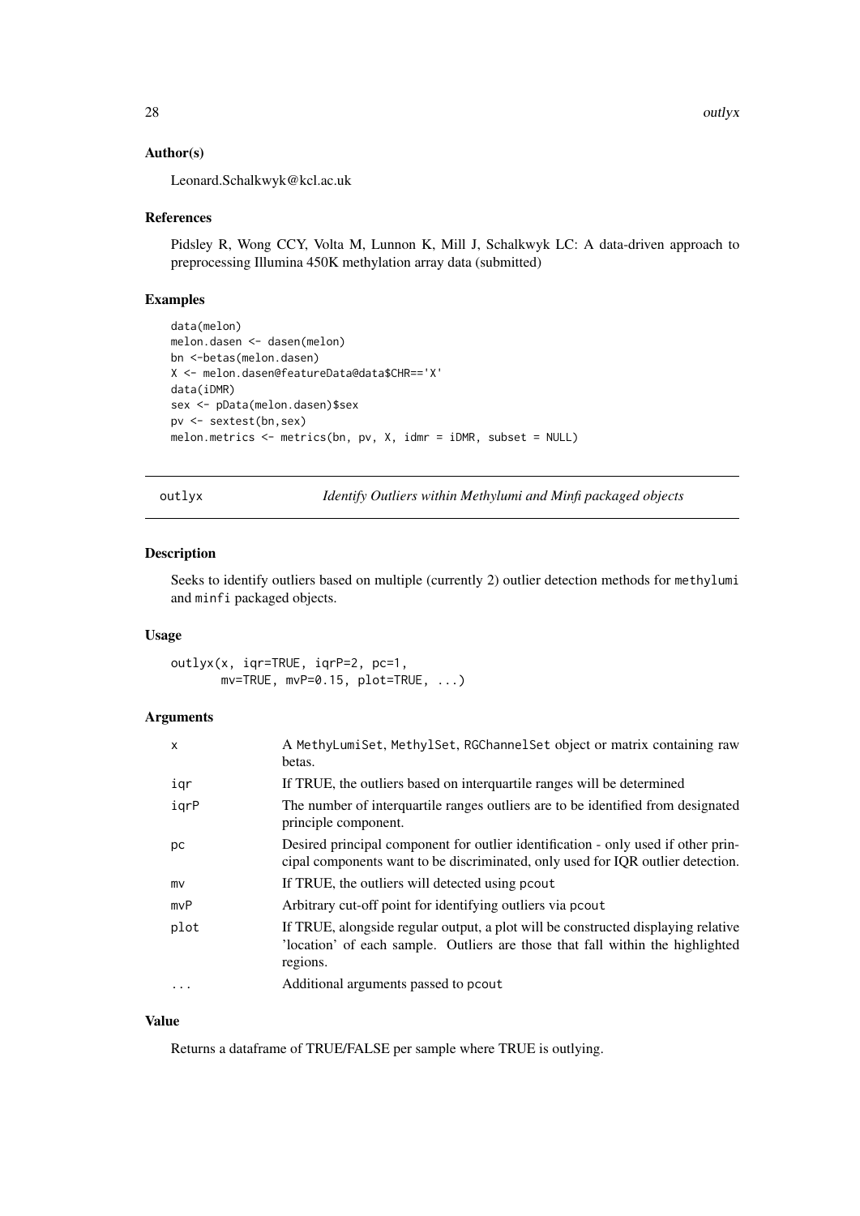### Author(s)

Leonard.Schalkwyk@kcl.ac.uk

### References

Pidsley R, Wong CCY, Volta M, Lunnon K, Mill J, Schalkwyk LC: A data-driven approach to preprocessing Illumina 450K methylation array data (submitted)

### Examples

```
data(melon)
melon.dasen <- dasen(melon)
bn <-betas(melon.dasen)
X <- melon.dasen@featureData@data$CHR=='X'
data(iDMR)
sex <- pData(melon.dasen)$sex
pv <- sextest(bn,sex)
melon.metrics <- metrics(bn, pv, X, idmr = iDMR, subset = NULL)
```

---

## outlyx — *Identify Outliers within Methylumi and Minfi packaged objects*

### Description

Seeks to identify outliers based on multiple (currently 2) outlier detection methods for `methylumi` and `minfi` packaged objects.

### Usage

```
outlyx(x, iqr=TRUE, iqrP=2, pc=1,
       mv=TRUE, mvP=0.15, plot=TRUE, ...)
```

### Arguments

| | |
|---|---|
| `x` | A `MethyLumiSet`, `MethylSet`, `RGChannelSet` object or matrix containing raw betas. |
| `iqr` | If TRUE, the outliers based on interquartile ranges will be determined |
| `iqrP` | The number of interquartile ranges outliers are to be identified from designated principle component. |
| `pc` | Desired principal component for outlier identification - only used if other principal components want to be discriminated, only used for IQR outlier detection. |
| `mv` | If TRUE, the outliers will detected using `pcout` |
| `mvP` | Arbitrary cut-off point for identifying outliers via `pcout` |
| `plot` | If TRUE, alongside regular output, a plot will be constructed displaying relative 'location' of each sample. Outliers are those that fall within the highlighted regions. |
| `...` | Additional arguments passed to `pcout` |

### Value

Returns a dataframe of TRUE/FALSE per sample where TRUE is outlying.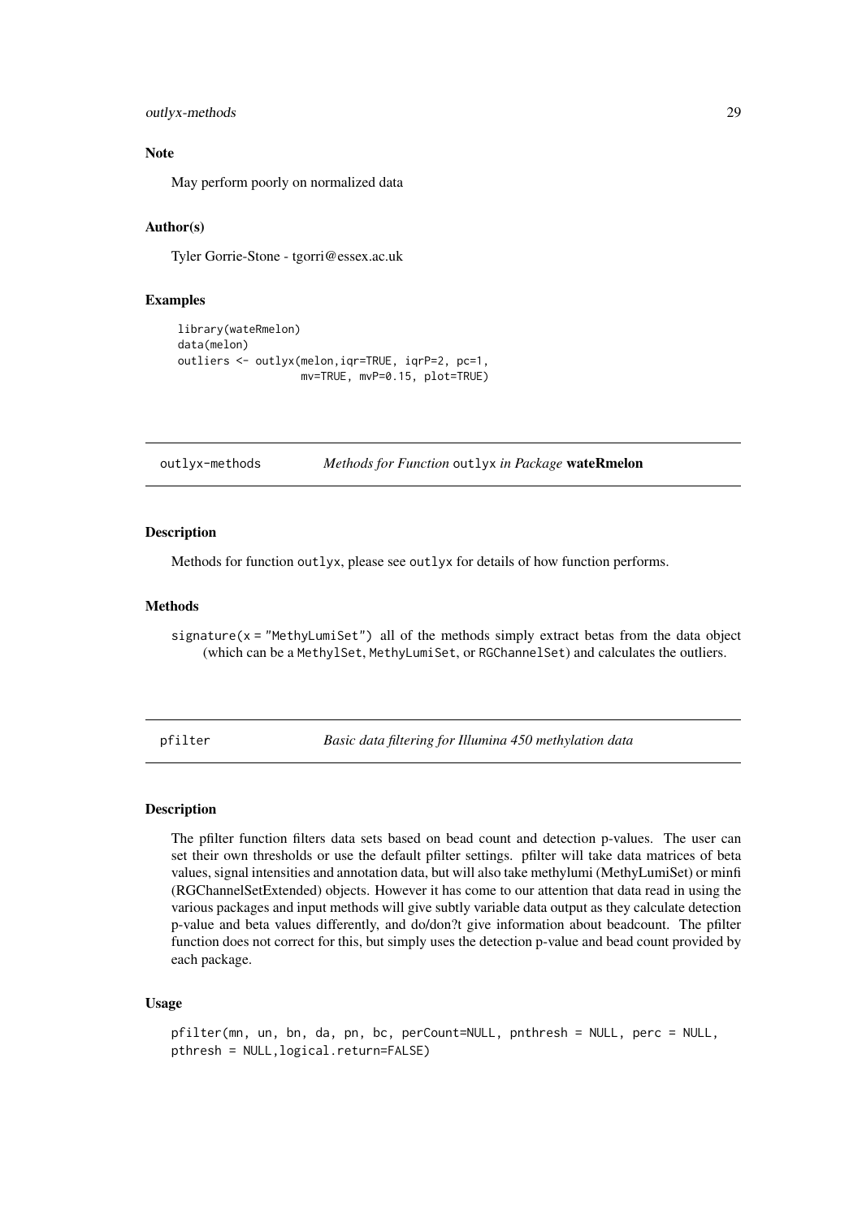### Note

May perform poorly on normalized data

### Author(s)

Tyler Gorrie-Stone - tgorri@essex.ac.uk

### Examples

```
library(wateRmelon)
data(melon)
outliers <- outlyx(melon,iqr=TRUE, iqrP=2, pc=1,
                   mv=TRUE, mvP=0.15, plot=TRUE)
```

---

## outlyx-methods — *Methods for Function* `outlyx` *in Package* **wateRmelon**

---

### Description

Methods for function `outlyx`, please see `outlyx` for details of how function performs.

### Methods

`signature(x = "MethyLumiSet")` all of the methods simply extract betas from the data object (which can be a `MethylSet`, `MethyLumiSet`, or `RGChannelSet`) and calculates the outliers.

---

## pfilter — *Basic data filtering for Illumina 450 methylation data*

---

### Description

The pfilter function filters data sets based on bead count and detection p-values. The user can set their own thresholds or use the default pfilter settings. pfilter will take data matrices of beta values, signal intensities and annotation data, but will also take methylumi (MethyLumiSet) or minfi (RGChannelSetExtended) objects. However it has come to our attention that data read in using the various packages and input methods will give subtly variable data output as they calculate detection p-value and beta values differently, and do/don?t give information about beadcount. The pfilter function does not correct for this, but simply uses the detection p-value and bead count provided by each package.

### Usage

```
pfilter(mn, un, bn, da, pn, bc, perCount=NULL, pnthresh = NULL, perc = NULL,
pthresh = NULL,logical.return=FALSE)
```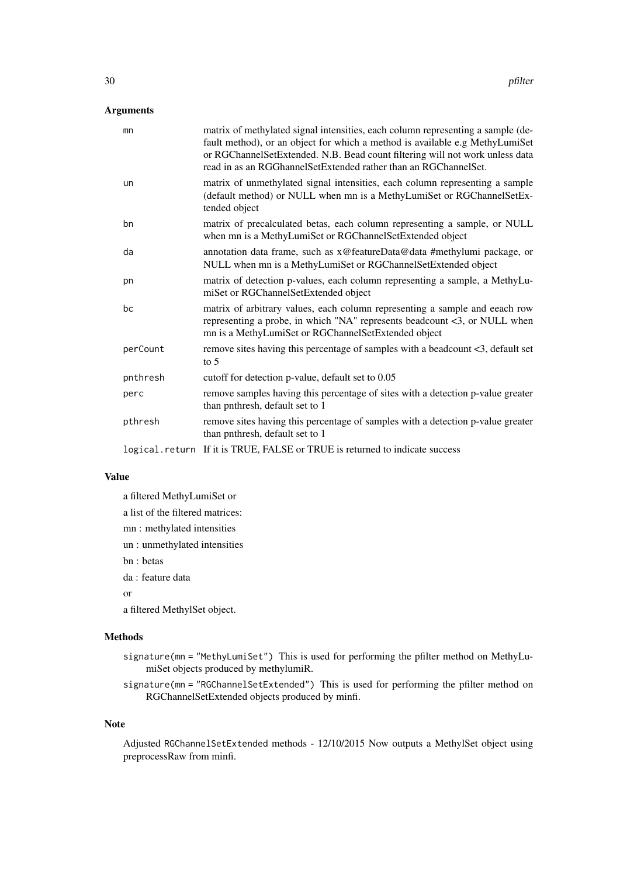## Arguments

| | |
|---|---|
| `mn` | matrix of methylated signal intensities, each column representing a sample (default method), or an object for which a method is available e.g MethyLumiSet or RGChannelSetExtended. N.B. Bead count filtering will not work unless data read in as an RGGhannelSetExtended rather than an RGChannelSet. |
| `un` | matrix of unmethylated signal intensities, each column representing a sample (default method) or NULL when mn is a MethyLumiSet or RGChannelSetExtended object |
| `bn` | matrix of precalculated betas, each column representing a sample, or NULL when mn is a MethyLumiSet or RGChannelSetExtended object |
| `da` | annotation data frame, such as x@featureData@data #methylumi package, or NULL when mn is a MethyLumiSet or RGChannelSetExtended object |
| `pn` | matrix of detection p-values, each column representing a sample, a MethyLumiSet or RGChannelSetExtended object |
| `bc` | matrix of arbitrary values, each column representing a sample and eeach row representing a probe, in which "NA" represents beadcount <3, or NULL when mn is a MethyLumiSet or RGChannelSetExtended object |
| `perCount` | remove sites having this percentage of samples with a beadcount <3, default set to 5 |
| `pnthresh` | cutoff for detection p-value, default set to 0.05 |
| `perc` | remove samples having this percentage of sites with a detection p-value greater than pnthresh, default set to 1 |
| `pthresh` | remove sites having this percentage of samples with a detection p-value greater than pnthresh, default set to 1 |
| `logical.return` | If it is TRUE, FALSE or TRUE is returned to indicate success |

## Value

a filtered MethyLumiSet or

a list of the filtered matrices:

mn : methylated intensities

un : unmethylated intensities

bn : betas

da : feature data

or

a filtered MethylSet object.

## Methods

- `signature(mn = "MethyLumiSet")` This is used for performing the pfilter method on MethyLumiSet objects produced by methylumiR.
- `signature(mn = "RGChannelSetExtended")` This is used for performing the pfilter method on RGChannelSetExtended objects produced by minfi.

## Note

Adjusted `RGChannelSetExtended` methods - 12/10/2015 Now outputs a MethylSet object using preprocessRaw from minfi.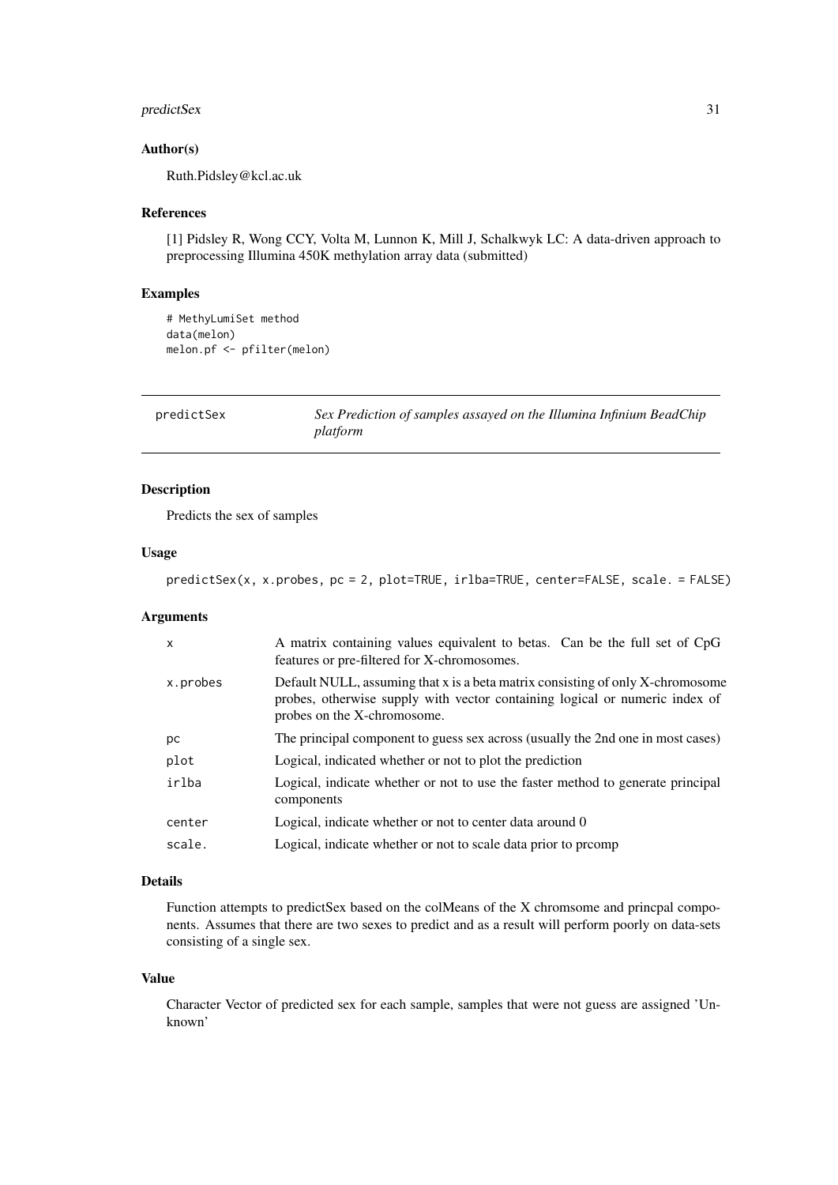### Author(s)

Ruth.Pidsley@kcl.ac.uk

### References

[1] Pidsley R, Wong CCY, Volta M, Lunnon K, Mill J, Schalkwyk LC: A data-driven approach to preprocessing Illumina 450K methylation array data (submitted)

### Examples

```
# MethyLumiSet method
data(melon)
melon.pf <- pfilter(melon)
```

## predictSex — *Sex Prediction of samples assayed on the Illumina Infinium BeadChip platform*

### Description

Predicts the sex of samples

### Usage

```
predictSex(x, x.probes, pc = 2, plot=TRUE, irlba=TRUE, center=FALSE, scale. = FALSE)
```

### Arguments

| | |
|---|---|
| x | A matrix containing values equivalent to betas. Can be the full set of CpG features or pre-filtered for X-chromosomes. |
| x.probes | Default NULL, assuming that x is a beta matrix consisting of only X-chromosome probes, otherwise supply with vector containing logical or numeric index of probes on the X-chromosome. |
| pc | The principal component to guess sex across (usually the 2nd one in most cases) |
| plot | Logical, indicated whether or not to plot the prediction |
| irlba | Logical, indicate whether or not to use the faster method to generate principal components |
| center | Logical, indicate whether or not to center data around 0 |
| scale. | Logical, indicate whether or not to scale data prior to prcomp |

### Details

Function attempts to predictSex based on the colMeans of the X chromsome and princpal components. Assumes that there are two sexes to predict and as a result will perform poorly on data-sets consisting of a single sex.

### Value

Character Vector of predicted sex for each sample, samples that were not guess are assigned 'Unknown'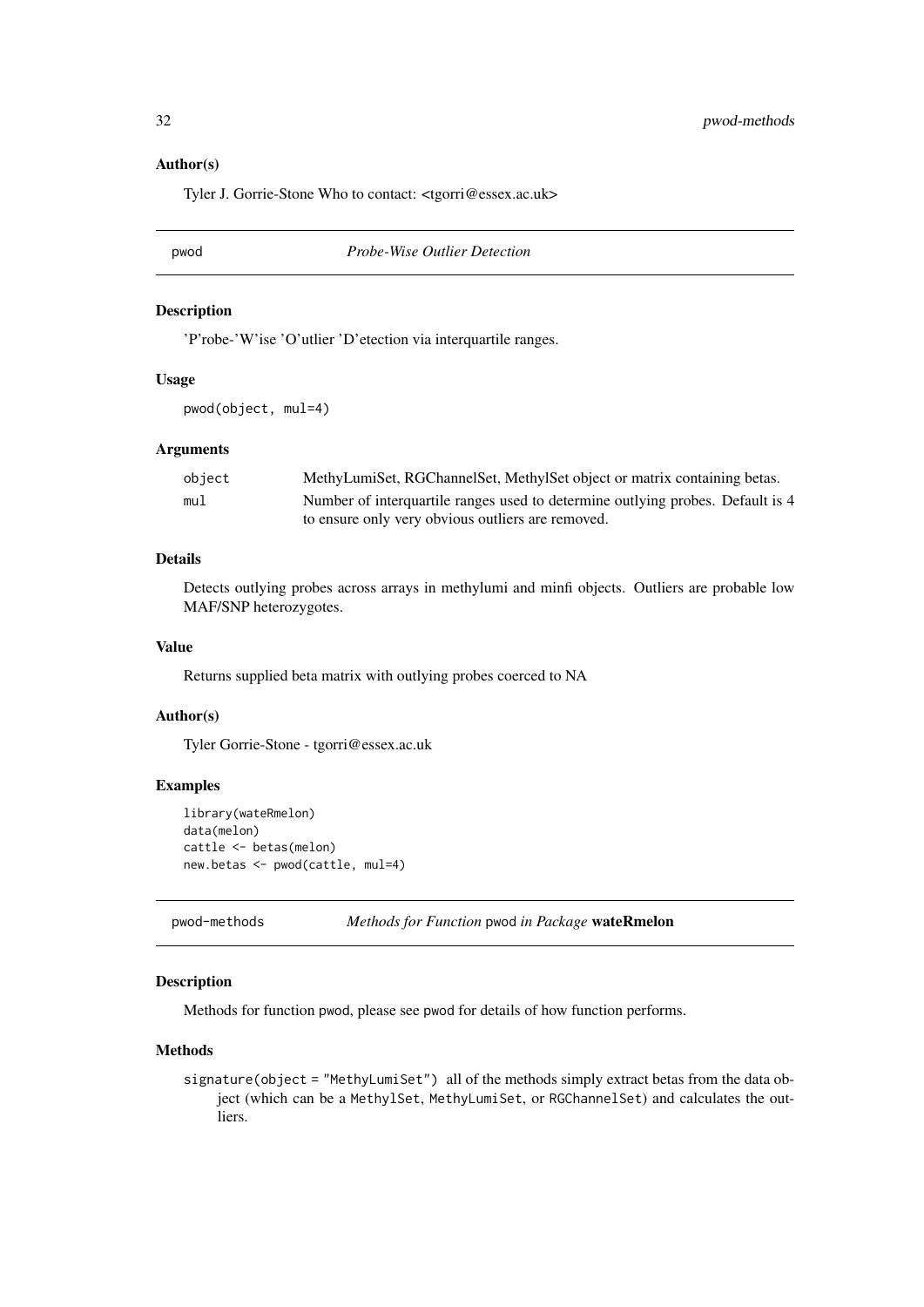### Author(s)

Tyler J. Gorrie-Stone Who to contact: <tgorri@essex.ac.uk>

## pwod — *Probe-Wise Outlier Detection*

### Description

'P'robe-'W'ise 'O'utlier 'D'etection via interquartile ranges.

### Usage

```
pwod(object, mul=4)
```

### Arguments

| | |
|---|---|
| object | MethyLumiSet, RGChannelSet, MethylSet object or matrix containing betas. |
| mul | Number of interquartile ranges used to determine outlying probes. Default is 4 to ensure only very obvious outliers are removed. |

### Details

Detects outlying probes across arrays in methylumi and minfi objects. Outliers are probable low MAF/SNP heterozygotes.

### Value

Returns supplied beta matrix with outlying probes coerced to NA

### Author(s)

Tyler Gorrie-Stone - tgorri@essex.ac.uk

### Examples

```
library(wateRmelon)
data(melon)
cattle <- betas(melon)
new.betas <- pwod(cattle, mul=4)
```

## pwod-methods — *Methods for Function* pwod *in Package* **wateRmelon**

### Description

Methods for function pwod, please see pwod for details of how function performs.

### Methods

signature(object = "MethyLumiSet") all of the methods simply extract betas from the data object (which can be a MethylSet, MethyLumiSet, or RGChannelSet) and calculates the outliers.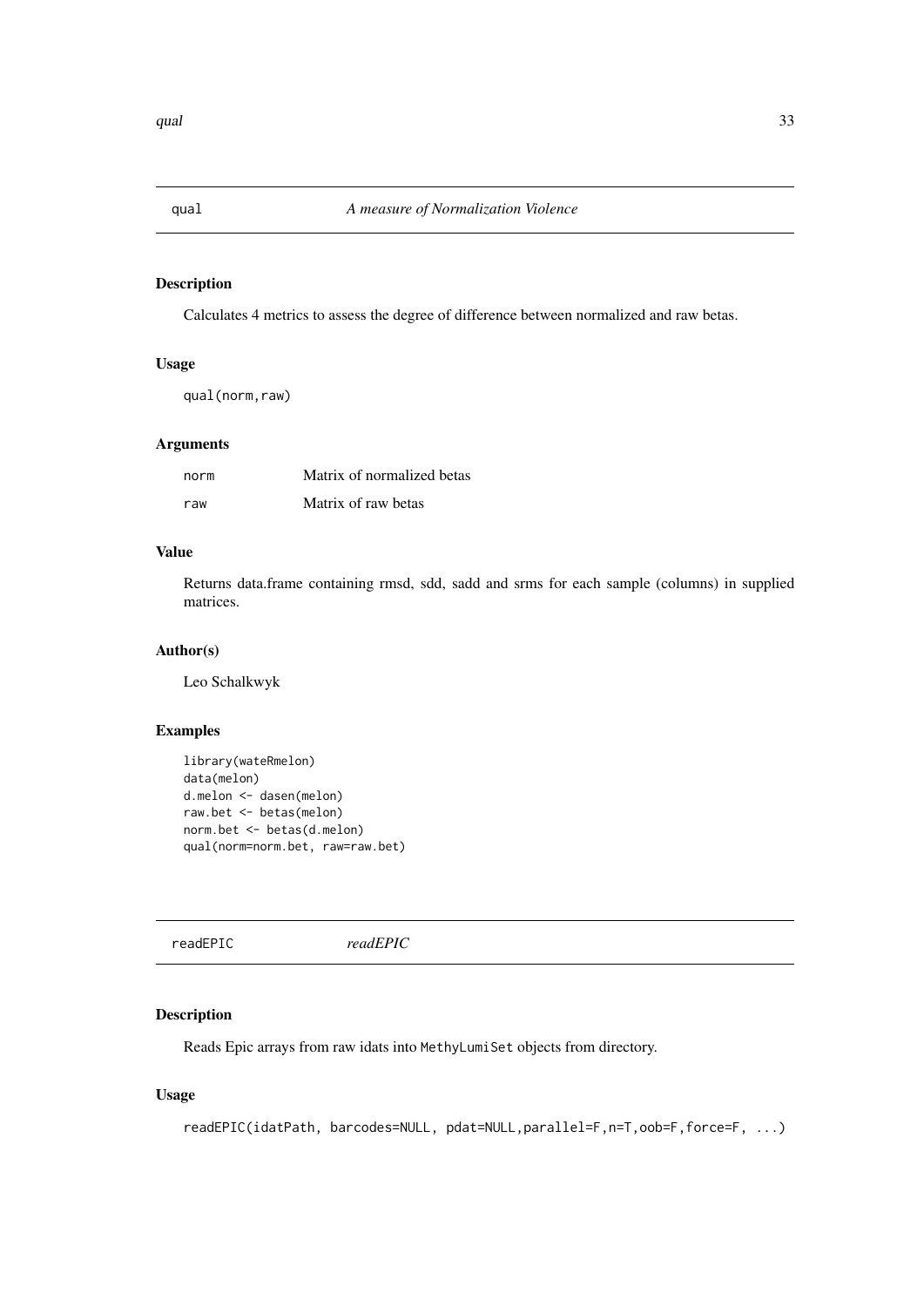## qual — *A measure of Normalization Violence*

### Description

Calculates 4 metrics to assess the degree of difference between normalized and raw betas.

### Usage

```
qual(norm,raw)
```

### Arguments

| | |
|---|---|
| norm | Matrix of normalized betas |
| raw | Matrix of raw betas |

### Value

Returns data.frame containing rmsd, sdd, sadd and srms for each sample (columns) in supplied matrices.

### Author(s)

Leo Schalkwyk

### Examples

```
library(wateRmelon)
data(melon)
d.melon <- dasen(melon)
raw.bet <- betas(melon)
norm.bet <- betas(d.melon)
qual(norm=norm.bet, raw=raw.bet)
```

## readEPIC — *readEPIC*

### Description

Reads Epic arrays from raw idats into `MethyLumiSet` objects from directory.

### Usage

```
readEPIC(idatPath, barcodes=NULL, pdat=NULL,parallel=F,n=T,oob=F,force=F, ...)
```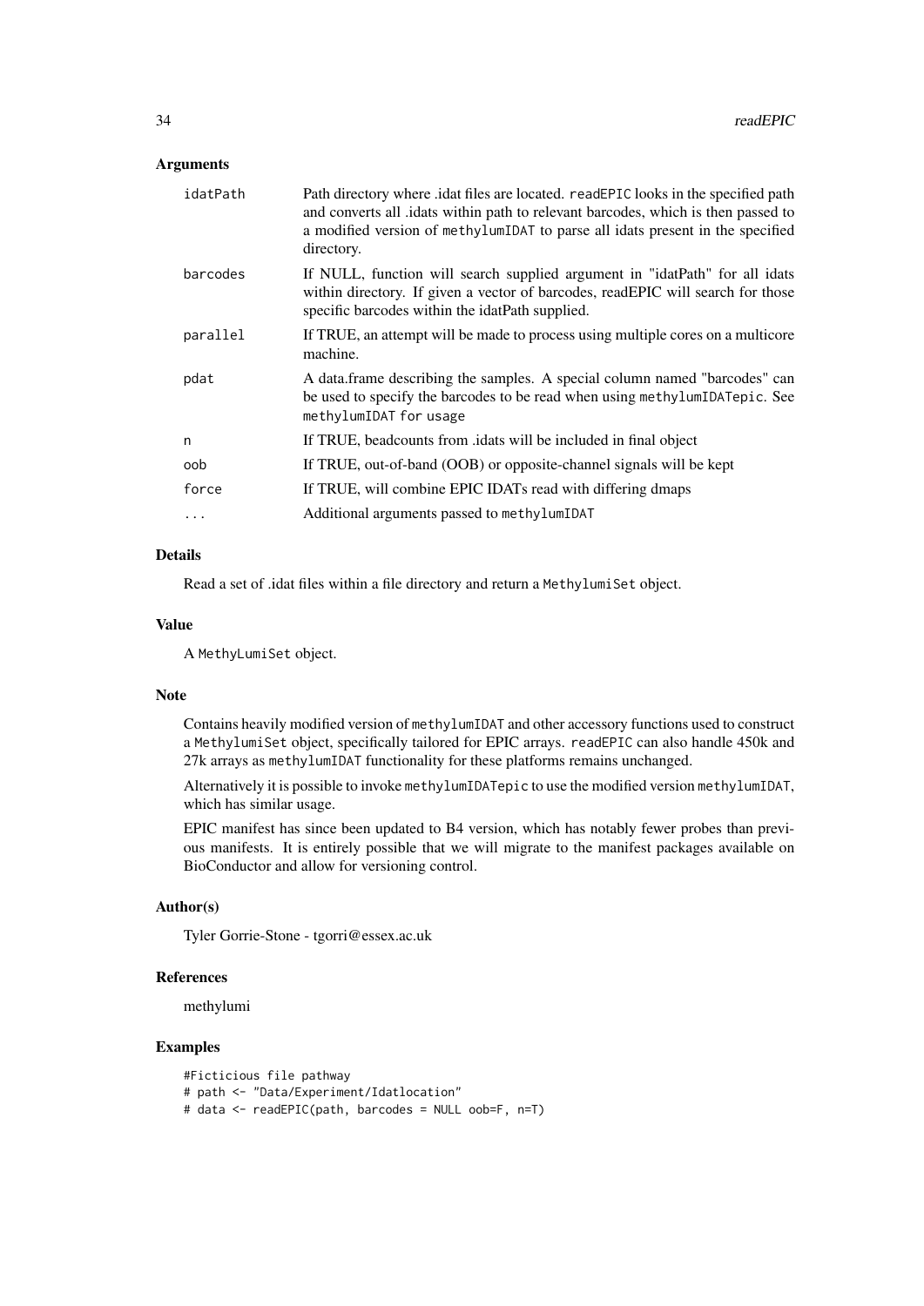## Arguments

| | |
|---|---|
| `idatPath` | Path directory where .idat files are located. `readEPIC` looks in the specified path and converts all .idats within path to relevant barcodes, which is then passed to a modified version of `methylumIDAT` to parse all idats present in the specified directory. |
| `barcodes` | If NULL, function will search supplied argument in "idatPath" for all idats within directory. If given a vector of barcodes, readEPIC will search for those specific barcodes within the idatPath supplied. |
| `parallel` | If TRUE, an attempt will be made to process using multiple cores on a multicore machine. |
| `pdat` | A data.frame describing the samples. A special column named "barcodes" can be used to specify the barcodes to be read when using `methylumIDATepic`. See `methylumIDAT for usage` |
| `n` | If TRUE, beadcounts from .idats will be included in final object |
| `oob` | If TRUE, out-of-band (OOB) or opposite-channel signals will be kept |
| `force` | If TRUE, will combine EPIC IDATs read with differing dmaps |
| `...` | Additional arguments passed to `methylumIDAT` |

## Details

Read a set of .idat files within a file directory and return a `MethylumiSet` object.

## Value

A `MethyLumiSet` object.

## Note

Contains heavily modified version of `methylumIDAT` and other accessory functions used to construct a `MethylumiSet` object, specifically tailored for EPIC arrays. `readEPIC` can also handle 450k and 27k arrays as `methylumIDAT` functionality for these platforms remains unchanged.

Alternatively it is possible to invoke `methylumIDATepic` to use the modified version `methylumIDAT`, which has similar usage.

EPIC manifest has since been updated to B4 version, which has notably fewer probes than previous manifests. It is entirely possible that we will migrate to the manifest packages available on BioConductor and allow for versioning control.

## Author(s)

Tyler Gorrie-Stone - tgorri@essex.ac.uk

## References

methylumi

## Examples

```
#Ficticious file pathway
# path <- "Data/Experiment/Idatlocation"
# data <- readEPIC(path, barcodes = NULL oob=F, n=T)
```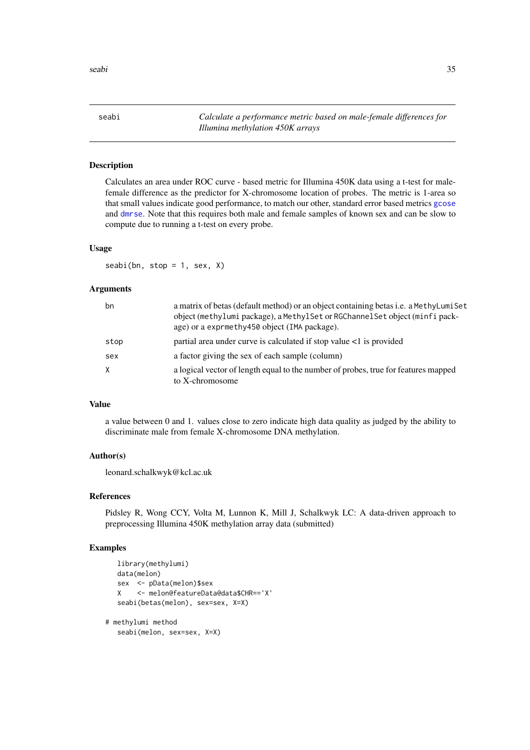## seabi — *Calculate a performance metric based on male-female differences for Illumina methylation 450K arrays*

### Description

Calculates an area under ROC curve - based metric for Illumina 450K data using a t-test for male-female difference as the predictor for X-chromosome location of probes. The metric is 1-area so that small values indicate good performance, to match our other, standard error based metrics gcose and dmrse. Note that this requires both male and female samples of known sex and can be slow to compute due to running a t-test on every probe.

### Usage

```
seabi(bn, stop = 1, sex, X)
```

### Arguments

| | |
|---|---|
| bn | a matrix of betas (default method) or an object containing betas i.e. a `MethyLumiSet` object (`methylumi` package), a `MethylSet` or `RGChannelSet` object (`minfi` package) or a `exprmethy450` object (`IMA` package). |
| stop | partial area under curve is calculated if stop value <1 is provided |
| sex | a factor giving the sex of each sample (column) |
| X | a logical vector of length equal to the number of probes, true for features mapped to X-chromosome |

### Value

a value between 0 and 1. values close to zero indicate high data quality as judged by the ability to discriminate male from female X-chromosome DNA methylation.

### Author(s)

leonard.schalkwyk@kcl.ac.uk

### References

Pidsley R, Wong CCY, Volta M, Lunnon K, Mill J, Schalkwyk LC: A data-driven approach to preprocessing Illumina 450K methylation array data (submitted)

### Examples

```
   library(methylumi)
   data(melon)
   sex  <- pData(melon)$sex
   X    <- melon@featureData@data$CHR=='X'
   seabi(betas(melon), sex=sex, X=X)

# methylumi method
   seabi(melon, sex=sex, X=X)
```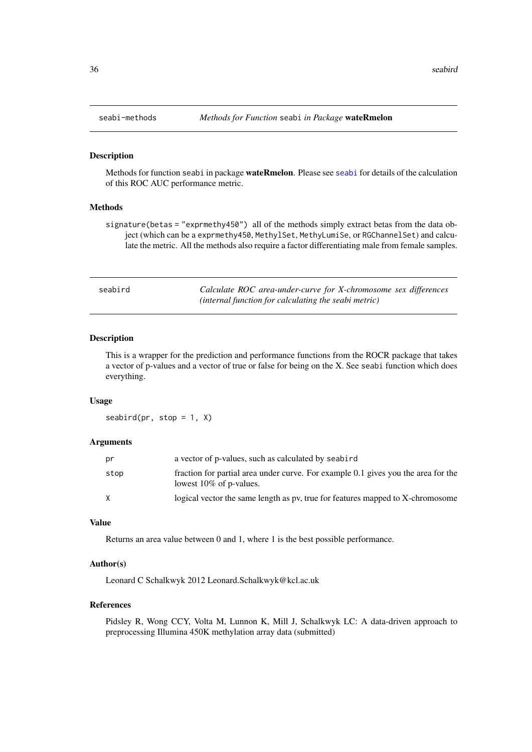## seabi-methods — *Methods for Function* `seabi` *in Package* **wateRmelon**

### Description

Methods for function `seabi` in package **wateRmelon**. Please see `seabi` for details of the calculation of this ROC AUC performance metric.

### Methods

`signature(betas = "exprmethy450")` all of the methods simply extract betas from the data object (which can be a `exprmethy450`, `MethylSet`, `MethyLumiSe`, or `RGChannelSet`) and calculate the metric. All the methods also require a factor differentiating male from female samples.

## seabird — *Calculate ROC area-under-curve for X-chromosome sex differences (internal function for calculating the seabi metric)*

### Description

This is a wrapper for the prediction and performance functions from the ROCR package that takes a vector of p-values and a vector of true or false for being on the X. See `seabi` function which does everything.

### Usage

```
seabird(pr, stop = 1, X)
```

### Arguments

| | |
|---|---|
| `pr` | a vector of p-values, such as calculated by `seabird` |
| `stop` | fraction for partial area under curve. For example 0.1 gives you the area for the lowest 10% of p-values. |
| `X` | logical vector the same length as pv, true for features mapped to X-chromosome |

### Value

Returns an area value between 0 and 1, where 1 is the best possible performance.

### Author(s)

Leonard C Schalkwyk 2012 Leonard.Schalkwyk@kcl.ac.uk

### References

Pidsley R, Wong CCY, Volta M, Lunnon K, Mill J, Schalkwyk LC: A data-driven approach to preprocessing Illumina 450K methylation array data (submitted)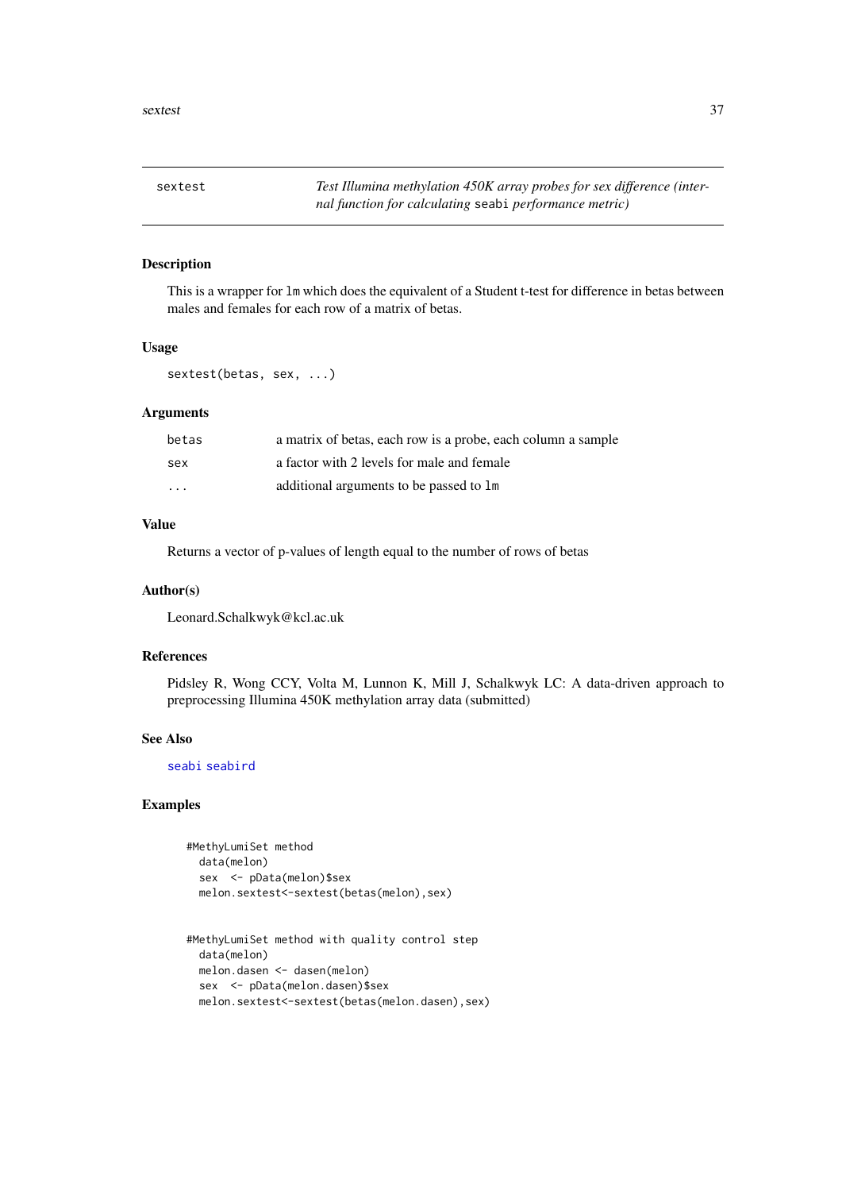## sextest

*Test Illumina methylation 450K array probes for sex difference (internal function for calculating `seabi` performance metric)*

### Description

This is a wrapper for `lm` which does the equivalent of a Student t-test for difference in betas between males and females for each row of a matrix of betas.

### Usage

```
sextest(betas, sex, ...)
```

### Arguments

| | |
|---|---|
| `betas` | a matrix of betas, each row is a probe, each column a sample |
| `sex` | a factor with 2 levels for male and female |
| `...` | additional arguments to be passed to `lm` |

### Value

Returns a vector of p-values of length equal to the number of rows of betas

### Author(s)

Leonard.Schalkwyk@kcl.ac.uk

### References

Pidsley R, Wong CCY, Volta M, Lunnon K, Mill J, Schalkwyk LC: A data-driven approach to preprocessing Illumina 450K methylation array data (submitted)

### See Also

`seabi` `seabird`

### Examples

```
#MethyLumiSet method
  data(melon)
  sex  <- pData(melon)$sex
  melon.sextest<-sextest(betas(melon),sex)


#MethyLumiSet method with quality control step
  data(melon)
  melon.dasen <- dasen(melon)
  sex  <- pData(melon.dasen)$sex
  melon.sextest<-sextest(betas(melon.dasen),sex)
```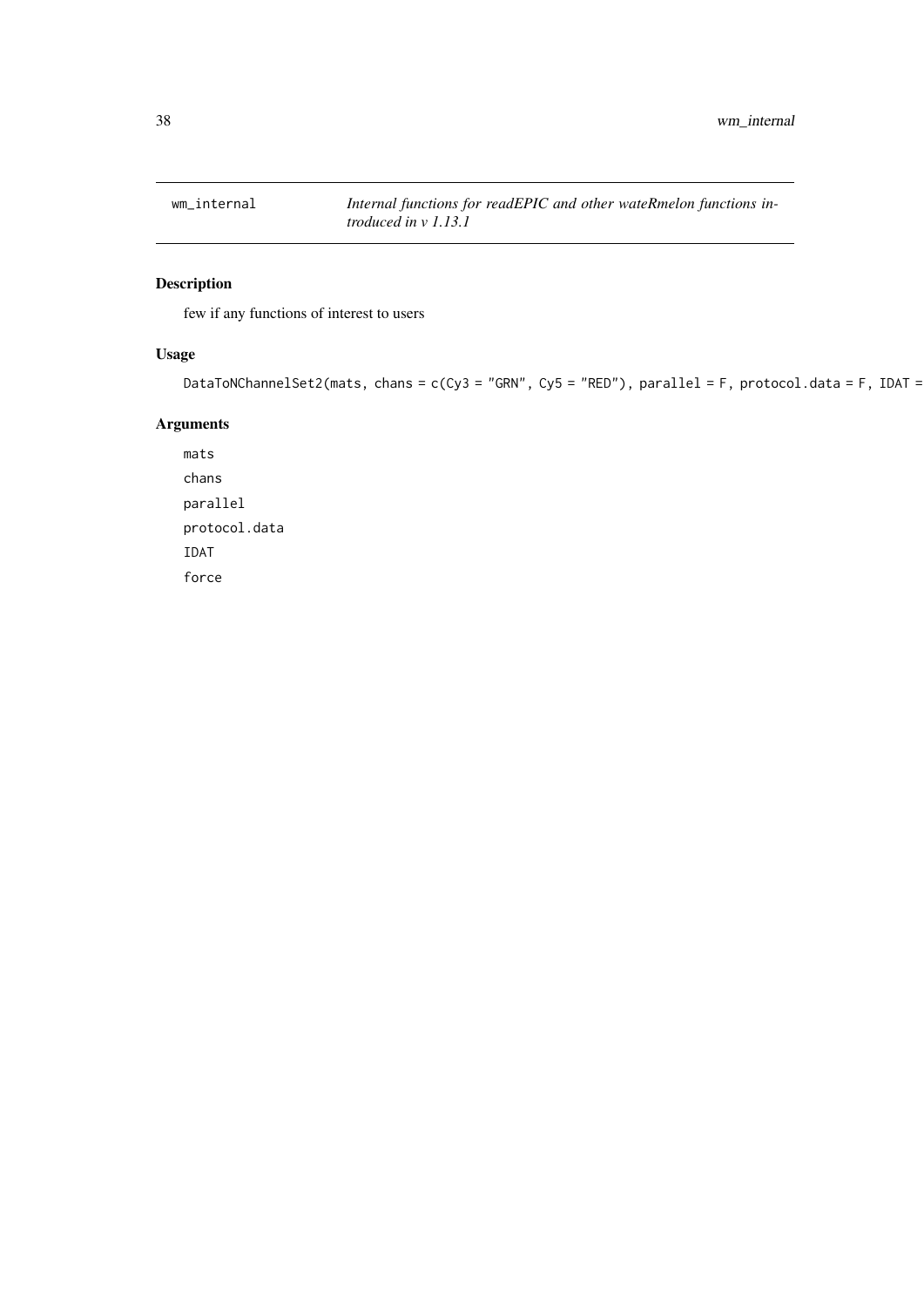wm_internal *Internal functions for readEPIC and other wateRmelon functions introduced in v 1.13.1*

## Description

few if any functions of interest to users

## Usage

```
DataToNChannelSet2(mats, chans = c(Cy3 = "GRN", Cy5 = "RED"), parallel = F, protocol.data = F, IDAT =
```

## Arguments

mats

chans

parallel

protocol.data

IDAT

force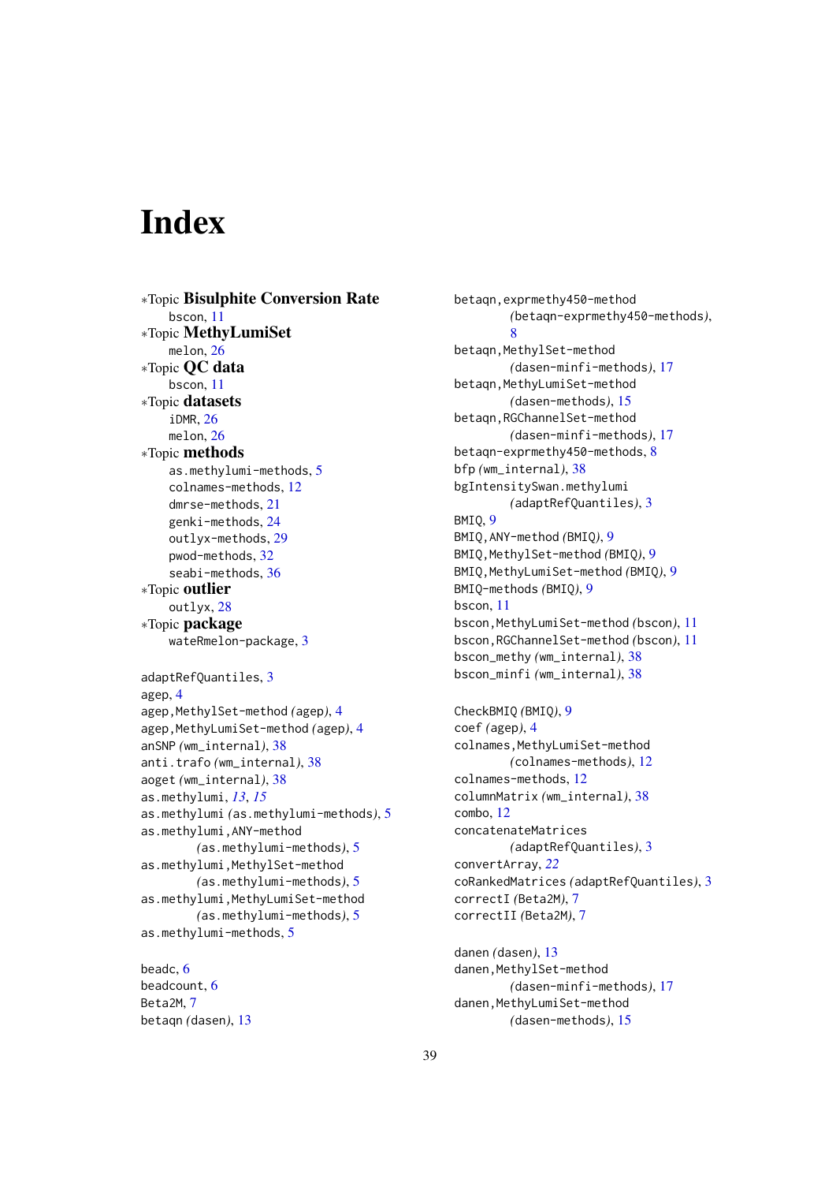# Index

*Topic **Bisulphite Conversion Rate**
- bscon, 11

*Topic **MethyLumiSet**
- melon, 26

*Topic **QC data**
- bscon, 11

*Topic **datasets**
- iDMR, 26
- melon, 26

*Topic **methods**
- as.methylumi-methods, 5
- colnames-methods, 12
- dmrse-methods, 21
- genki-methods, 24
- outlyx-methods, 29
- pwod-methods, 32
- seabi-methods, 36

*Topic **outlier**
- outlyx, 28

*Topic **package**
- wateRmelon-package, 3

adaptRefQuantiles, 3
agep, 4
agep,MethylSet-method *(agep)*, 4
agep,MethyLumiSet-method *(agep)*, 4
anSNP *(wm_internal)*, 38
anti.trafo *(wm_internal)*, 38
aoget *(wm_internal)*, 38
as.methylumi, *13*, *15*
as.methylumi *(as.methylumi-methods)*, 5
as.methylumi,ANY-method *(as.methylumi-methods)*, 5
as.methylumi,MethylSet-method *(as.methylumi-methods)*, 5
as.methylumi,MethyLumiSet-method *(as.methylumi-methods)*, 5
as.methylumi-methods, 5

beadc, 6
beadcount, 6
Beta2M, 7
betaqn *(dasen)*, 13
betaqn,exprmethy450-method *(betaqn-exprmethy450-methods)*, 8
betaqn,MethylSet-method *(dasen-minfi-methods)*, 17
betaqn,MethyLumiSet-method *(dasen-methods)*, 15
betaqn,RGChannelSet-method *(dasen-minfi-methods)*, 17
betaqn-exprmethy450-methods, 8
bfp *(wm_internal)*, 38
bgIntensitySwan.methylumi *(adaptRefQuantiles)*, 3
BMIQ, 9
BMIQ,ANY-method *(BMIQ)*, 9
BMIQ,MethylSet-method *(BMIQ)*, 9
BMIQ,MethyLumiSet-method *(BMIQ)*, 9
BMIQ-methods *(BMIQ)*, 9
bscon, 11
bscon,MethyLumiSet-method *(bscon)*, 11
bscon,RGChannelSet-method *(bscon)*, 11
bscon_methy *(wm_internal)*, 38
bscon_minfi *(wm_internal)*, 38

CheckBMIQ *(BMIQ)*, 9
coef *(agep)*, 4
colnames,MethyLumiSet-method *(colnames-methods)*, 12
colnames-methods, 12
columnMatrix *(wm_internal)*, 38
combo, 12
concatenateMatrices *(adaptRefQuantiles)*, 3
convertArray, *22*
coRankedMatrices *(adaptRefQuantiles)*, 3
correctI *(Beta2M)*, 7
correctII *(Beta2M)*, 7

danen *(dasen)*, 13
danen,MethylSet-method *(dasen-minfi-methods)*, 17
danen,MethyLumiSet-method *(dasen-methods)*, 15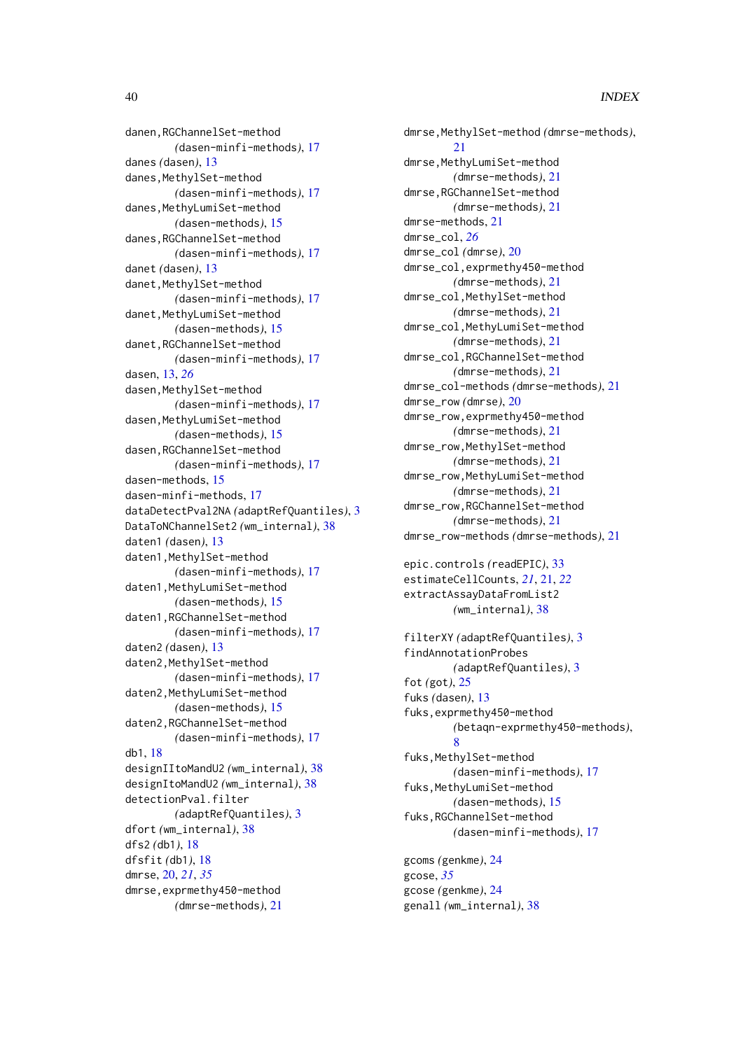danen,RGChannelSet-method
    *(dasen-minfi-methods)*, 17
danes *(dasen)*, 13
danes,MethylSet-method
    *(dasen-minfi-methods)*, 17
danes,MethyLumiSet-method
    *(dasen-methods)*, 15
danes,RGChannelSet-method
    *(dasen-minfi-methods)*, 17
danet *(dasen)*, 13
danet,MethylSet-method
    *(dasen-minfi-methods)*, 17
danet,MethyLumiSet-method
    *(dasen-methods)*, 15
danet,RGChannelSet-method
    *(dasen-minfi-methods)*, 17
dasen, 13, *26*
dasen,MethylSet-method
    *(dasen-minfi-methods)*, 17
dasen,MethyLumiSet-method
    *(dasen-methods)*, 15
dasen,RGChannelSet-method
    *(dasen-minfi-methods)*, 17
dasen-methods, 15
dasen-minfi-methods, 17
dataDetectPval2NA *(adaptRefQuantiles)*, 3
DataToNChannelSet2 *(wm_internal)*, 38
daten1 *(dasen)*, 13
daten1,MethylSet-method
    *(dasen-minfi-methods)*, 17
daten1,MethyLumiSet-method
    *(dasen-methods)*, 15
daten1,RGChannelSet-method
    *(dasen-minfi-methods)*, 17
daten2 *(dasen)*, 13
daten2,MethylSet-method
    *(dasen-minfi-methods)*, 17
daten2,MethyLumiSet-method
    *(dasen-methods)*, 15
daten2,RGChannelSet-method
    *(dasen-minfi-methods)*, 17
db1, 18
designIItoMandU2 *(wm_internal)*, 38
designItoMandU2 *(wm_internal)*, 38
detectionPval.filter
    *(adaptRefQuantiles)*, 3
dfort *(wm_internal)*, 38
dfs2 *(db1)*, 18
dfsfit *(db1)*, 18
dmrse, 20, *21*, *35*
dmrse,exprmethy450-method
    *(dmrse-methods)*, 21
dmrse,MethylSet-method *(dmrse-methods)*,
    21
dmrse,MethyLumiSet-method
    *(dmrse-methods)*, 21
dmrse,RGChannelSet-method
    *(dmrse-methods)*, 21
dmrse-methods, 21
dmrse_col, *26*
dmrse_col *(dmrse)*, 20
dmrse_col,exprmethy450-method
    *(dmrse-methods)*, 21
dmrse_col,MethylSet-method
    *(dmrse-methods)*, 21
dmrse_col,MethyLumiSet-method
    *(dmrse-methods)*, 21
dmrse_col,RGChannelSet-method
    *(dmrse-methods)*, 21
dmrse_col-methods *(dmrse-methods)*, 21
dmrse_row *(dmrse)*, 20
dmrse_row,exprmethy450-method
    *(dmrse-methods)*, 21
dmrse_row,MethylSet-method
    *(dmrse-methods)*, 21
dmrse_row,MethyLumiSet-method
    *(dmrse-methods)*, 21
dmrse_row,RGChannelSet-method
    *(dmrse-methods)*, 21
dmrse_row-methods *(dmrse-methods)*, 21

epic.controls *(readEPIC)*, 33
estimateCellCounts, *21*, 21, *22*
extractAssayDataFromList2
    *(wm_internal)*, 38

filterXY *(adaptRefQuantiles)*, 3
findAnnotationProbes
    *(adaptRefQuantiles)*, 3
fot *(got)*, 25
fuks *(dasen)*, 13
fuks,exprmethy450-method
    *(betaqn-exprmethy450-methods)*,
    8
fuks,MethylSet-method
    *(dasen-minfi-methods)*, 17
fuks,MethyLumiSet-method
    *(dasen-methods)*, 15
fuks,RGChannelSet-method
    *(dasen-minfi-methods)*, 17

gcoms *(genkme)*, 24
gcose, *35*
gcose *(genkme)*, 24
genall *(wm_internal)*, 38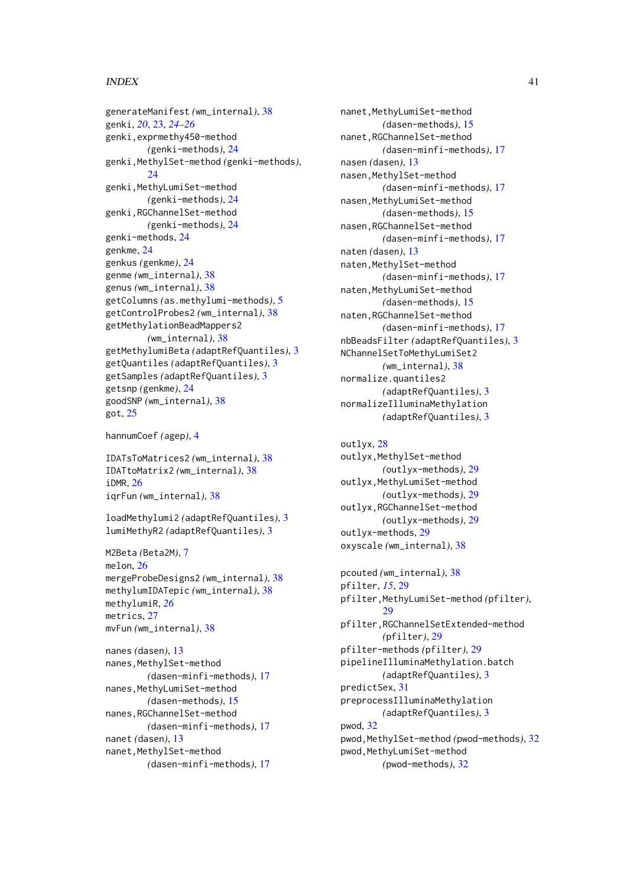generateManifest *(wm_internal)*, 38
genki, *20*, 23, *24–26*
genki,exprmethy450-method *(genki-methods)*, 24
genki,MethylSet-method *(genki-methods)*, 24
genki,MethyLumiSet-method *(genki-methods)*, 24
genki,RGChannelSet-method *(genki-methods)*, 24
genki-methods, 24
genkme, 24
genkus *(genkme)*, 24
genme *(wm_internal)*, 38
genus *(wm_internal)*, 38
getColumns *(as.methylumi-methods)*, 5
getControlProbes2 *(wm_internal)*, 38
getMethylationBeadMappers2 *(wm_internal)*, 38
getMethylumiBeta *(adaptRefQuantiles)*, 3
getQuantiles *(adaptRefQuantiles)*, 3
getSamples *(adaptRefQuantiles)*, 3
getsnp *(genkme)*, 24
goodSNP *(wm_internal)*, 38
got, 25

hannumCoef *(agep)*, 4

IDATsToMatrices2 *(wm_internal)*, 38
IDATtoMatrix2 *(wm_internal)*, 38
iDMR, 26
iqrFun *(wm_internal)*, 38

loadMethylumi2 *(adaptRefQuantiles)*, 3
lumiMethyR2 *(adaptRefQuantiles)*, 3

M2Beta *(Beta2M)*, 7
melon, 26
mergeProbeDesigns2 *(wm_internal)*, 38
methylumIDATepic *(wm_internal)*, 38
methylumiR, *26*
metrics, 27
mvFun *(wm_internal)*, 38

nanes *(dasen)*, 13
nanes,MethylSet-method *(dasen-minfi-methods)*, 17
nanes,MethyLumiSet-method *(dasen-methods)*, 15
nanes,RGChannelSet-method *(dasen-minfi-methods)*, 17
nanet *(dasen)*, 13
nanet,MethylSet-method *(dasen-minfi-methods)*, 17
nanet,MethyLumiSet-method *(dasen-methods)*, 15
nanet,RGChannelSet-method *(dasen-minfi-methods)*, 17
nasen *(dasen)*, 13
nasen,MethylSet-method *(dasen-minfi-methods)*, 17
nasen,MethyLumiSet-method *(dasen-methods)*, 15
nasen,RGChannelSet-method *(dasen-minfi-methods)*, 17
naten *(dasen)*, 13
naten,MethylSet-method *(dasen-minfi-methods)*, 17
naten,MethyLumiSet-method *(dasen-methods)*, 15
naten,RGChannelSet-method *(dasen-minfi-methods)*, 17
nbBeadsFilter *(adaptRefQuantiles)*, 3
NChannelSetToMethyLumiSet2 *(wm_internal)*, 38
normalize.quantiles2 *(adaptRefQuantiles)*, 3
normalizeIlluminaMethylation *(adaptRefQuantiles)*, 3

outlyx, 28
outlyx,MethylSet-method *(outlyx-methods)*, 29
outlyx,MethyLumiSet-method *(outlyx-methods)*, 29
outlyx,RGChannelSet-method *(outlyx-methods)*, 29
outlyx-methods, 29
oxyscale *(wm_internal)*, 38

pcouted *(wm_internal)*, 38
pfilter, *15*, 29
pfilter,MethyLumiSet-method *(pfilter)*, 29
pfilter,RGChannelSetExtended-method *(pfilter)*, 29
pfilter-methods *(pfilter)*, 29
pipelineIlluminaMethylation.batch *(adaptRefQuantiles)*, 3
predictSex, 31
preprocessIlluminaMethylation *(adaptRefQuantiles)*, 3
pwod, 32
pwod,MethylSet-method *(pwod-methods)*, 32
pwod,MethyLumiSet-method *(pwod-methods)*, 32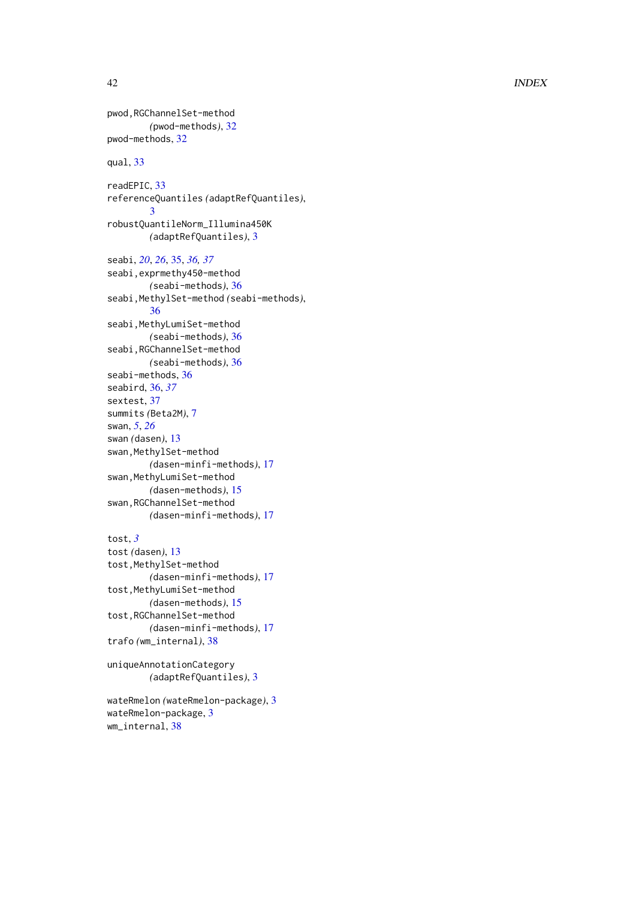pwod,RGChannelSet-method
        *(*pwod-methods*)*, 32
pwod-methods, 32

qual, 33

readEPIC, 33
referenceQuantiles *(*adaptRefQuantiles*)*,
        3
robustQuantileNorm_Illumina450K
        *(*adaptRefQuantiles*)*, 3

seabi, *20*, *26*, 35, *36, 37*
seabi,exprmethy450-method
        *(*seabi-methods*)*, 36
seabi,MethylSet-method *(*seabi-methods*)*,
        36
seabi,MethyLumiSet-method
        *(*seabi-methods*)*, 36
seabi,RGChannelSet-method
        *(*seabi-methods*)*, 36
seabi-methods, 36
seabird, 36, *37*
sextest, 37
summits *(*Beta2M*)*, 7
swan, *5*, *26*
swan *(*dasen*)*, 13
swan,MethylSet-method
        *(*dasen-minfi-methods*)*, 17
swan,MethyLumiSet-method
        *(*dasen-methods*)*, 15
swan,RGChannelSet-method
        *(*dasen-minfi-methods*)*, 17

tost, *3*
tost *(*dasen*)*, 13
tost,MethylSet-method
        *(*dasen-minfi-methods*)*, 17
tost,MethyLumiSet-method
        *(*dasen-methods*)*, 15
tost,RGChannelSet-method
        *(*dasen-minfi-methods*)*, 17
trafo *(*wm_internal*)*, 38

uniqueAnnotationCategory
        *(*adaptRefQuantiles*)*, 3

wateRmelon *(*wateRmelon-package*)*, 3
wateRmelon-package, 3
wm_internal, 38